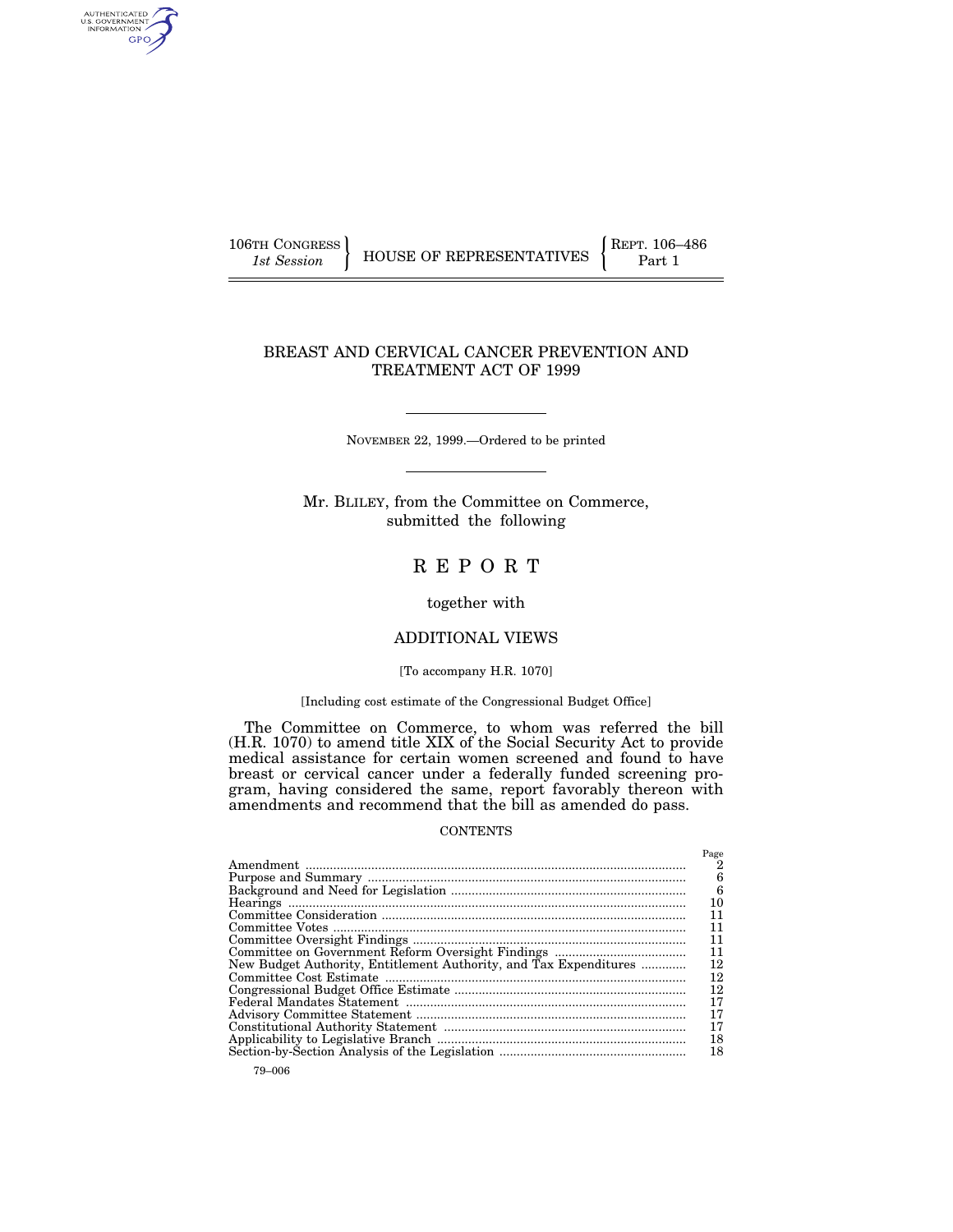106TH CONGRESS
*1st Session*

HOUSE OF REPRESENTATIVES

REPT. 106–486
Part 1

# BREAST AND CERVICAL CANCER PREVENTION AND TREATMENT ACT OF 1999

NOVEMBER 22, 1999.—Ordered to be printed

Mr. BLILEY, from the Committee on Commerce, submitted the following

# REPORT

together with

## ADDITIONAL VIEWS

[To accompany H.R. 1070]

[Including cost estimate of the Congressional Budget Office]

The Committee on Commerce, to whom was referred the bill (H.R. 1070) to amend title XIX of the Social Security Act to provide medical assistance for certain women screened and found to have breast or cervical cancer under a federally funded screening program, having considered the same, report favorably thereon with amendments and recommend that the bill as amended do pass.

CONTENTS

| | Page |
|---|---|
| Amendment | 2 |
| Purpose and Summary | 6 |
| Background and Need for Legislation | 6 |
| Hearings | 10 |
| Committee Consideration | 11 |
| Committee Votes | 11 |
| Committee Oversight Findings | 11 |
| Committee on Government Reform Oversight Findings | 11 |
| New Budget Authority, Entitlement Authority, and Tax Expenditures | 12 |
| Committee Cost Estimate | 12 |
| Congressional Budget Office Estimate | 12 |
| Federal Mandates Statement | 17 |
| Advisory Committee Statement | 17 |
| Constitutional Authority Statement | 17 |
| Applicability to Legislative Branch | 18 |
| Section-by-Section Analysis of the Legislation | 18 |

79–006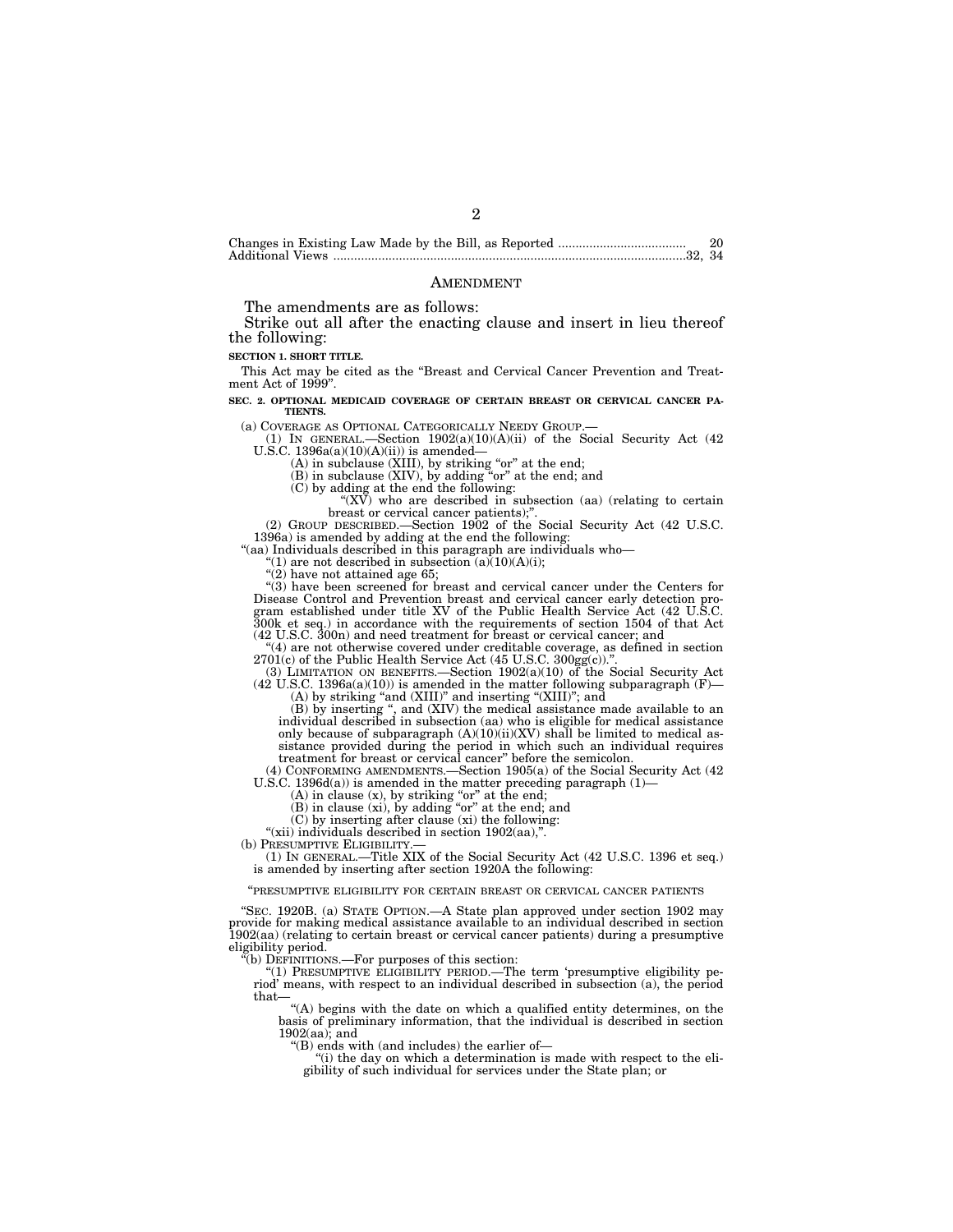Changes in Existing Law Made by the Bill, as Reported .................................... 20
Additional Views ..................................................................................................32, 34

## AMENDMENT

The amendments are as follows:

Strike out all after the enacting clause and insert in lieu thereof the following:

**SECTION 1. SHORT TITLE.**

This Act may be cited as the "Breast and Cervical Cancer Prevention and Treatment Act of 1999".

**SEC. 2. OPTIONAL MEDICAID COVERAGE OF CERTAIN BREAST OR CERVICAL CANCER PATIENTS.**

(a) COVERAGE AS OPTIONAL CATEGORICALLY NEEDY GROUP.—

(1) IN GENERAL.—Section 1902(a)(10)(A)(ii) of the Social Security Act (42 U.S.C. 1396a(a)(10)(A)(ii)) is amended—

(A) in subclause (XIII), by striking "or" at the end;

(B) in subclause (XIV), by adding "or" at the end; and

(C) by adding at the end the following:

"(XV) who are described in subsection (aa) (relating to certain breast or cervical cancer patients);".

(2) GROUP DESCRIBED.—Section 1902 of the Social Security Act (42 U.S.C. 1396a) is amended by adding at the end the following:

"(aa) Individuals described in this paragraph are individuals who—

"(1) are not described in subsection (a)(10)(A)(i);

"(2) have not attained age 65;

"(3) have been screened for breast and cervical cancer under the Centers for Disease Control and Prevention breast and cervical cancer early detection program established under title XV of the Public Health Service Act (42 U.S.C. 300k et seq.) in accordance with the requirements of section 1504 of that Act (42 U.S.C. 300n) and need treatment for breast or cervical cancer; and

"(4) are not otherwise covered under creditable coverage, as defined in section 2701(c) of the Public Health Service Act (45 U.S.C. 300gg(c)).".

(3) LIMITATION ON BENEFITS.—Section 1902(a)(10) of the Social Security Act (42 U.S.C. 1396a(a)(10)) is amended in the matter following subparagraph (F)—

(A) by striking "and (XIII)" and inserting "(XIII)"; and

(B) by inserting ", and (XIV) the medical assistance made available to an individual described in subsection (aa) who is eligible for medical assistance only because of subparagraph (A)(10)(ii)(XV) shall be limited to medical assistance provided during the period in which such an individual requires treatment for breast or cervical cancer" before the semicolon.

(4) CONFORMING AMENDMENTS.—Section 1905(a) of the Social Security Act (42 U.S.C. 1396d(a)) is amended in the matter preceding paragraph (1)—

(A) in clause (x), by striking "or" at the end;

(B) in clause (xi), by adding "or" at the end; and

(C) by inserting after clause (xi) the following:

"(xii) individuals described in section 1902(aa),".

(b) PRESUMPTIVE ELIGIBILITY.—

(1) IN GENERAL.—Title XIX of the Social Security Act (42 U.S.C. 1396 et seq.) is amended by inserting after section 1920A the following:

"PRESUMPTIVE ELIGIBILITY FOR CERTAIN BREAST OR CERVICAL CANCER PATIENTS

"SEC. 1920B. (a) STATE OPTION.—A State plan approved under section 1902 may provide for making medical assistance available to an individual described in section 1902(aa) (relating to certain breast or cervical cancer patients) during a presumptive eligibility period.

"(b) DEFINITIONS.—For purposes of this section:

"(1) PRESUMPTIVE ELIGIBILITY PERIOD.—The term 'presumptive eligibility period' means, with respect to an individual described in subsection (a), the period that—

"(A) begins with the date on which a qualified entity determines, on the basis of preliminary information, that the individual is described in section 1902(aa); and

"(B) ends with (and includes) the earlier of—

"(i) the day on which a determination is made with respect to the eligibility of such individual for services under the State plan; or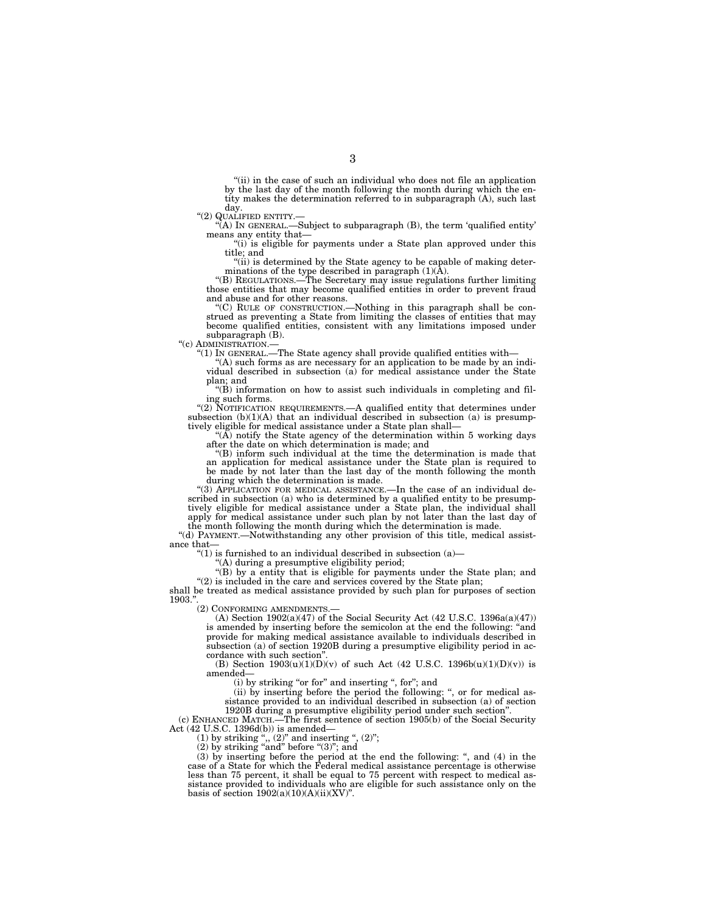"(ii) in the case of such an individual who does not file an application by the last day of the month following the month during which the entity makes the determination referred to in subparagraph (A), such last day.

"(2) QUALIFIED ENTITY.—

"(A) IN GENERAL.—Subject to subparagraph (B), the term 'qualified entity' means any entity that—

"(i) is eligible for payments under a State plan approved under this title; and

"(ii) is determined by the State agency to be capable of making determinations of the type described in paragraph (1)(A).

"(B) REGULATIONS.—The Secretary may issue regulations further limiting those entities that may become qualified entities in order to prevent fraud and abuse and for other reasons.

"(C) RULE OF CONSTRUCTION.—Nothing in this paragraph shall be construed as preventing a State from limiting the classes of entities that may become qualified entities, consistent with any limitations imposed under subparagraph (B).

"(c) ADMINISTRATION.—

"(1) IN GENERAL.—The State agency shall provide qualified entities with—

"(A) such forms as are necessary for an application to be made by an individual described in subsection (a) for medical assistance under the State plan; and

"(B) information on how to assist such individuals in completing and filing such forms.

"(2) NOTIFICATION REQUIREMENTS.—A qualified entity that determines under subsection (b)(1)(A) that an individual described in subsection (a) is presumptively eligible for medical assistance under a State plan shall—

"(A) notify the State agency of the determination within 5 working days after the date on which determination is made; and

"(B) inform such individual at the time the determination is made that an application for medical assistance under the State plan is required to be made by not later than the last day of the month following the month during which the determination is made.

"(3) APPLICATION FOR MEDICAL ASSISTANCE.—In the case of an individual described in subsection (a) who is determined by a qualified entity to be presumptively eligible for medical assistance under a State plan, the individual shall apply for medical assistance under such plan by not later than the last day of the month following the month during which the determination is made.

"(d) PAYMENT.—Notwithstanding any other provision of this title, medical assistance that—

"(1) is furnished to an individual described in subsection (a)—

"(A) during a presumptive eligibility period;

"(B) by a entity that is eligible for payments under the State plan; and

"(2) is included in the care and services covered by the State plan;

shall be treated as medical assistance provided by such plan for purposes of section 1903.".

(2) CONFORMING AMENDMENTS.—

(A) Section 1902(a)(47) of the Social Security Act (42 U.S.C. 1396a(a)(47)) is amended by inserting before the semicolon at the end the following: "and provide for making medical assistance available to individuals described in subsection (a) of section 1920B during a presumptive eligibility period in accordance with such section".

(B) Section 1903(u)(1)(D)(v) of such Act (42 U.S.C. 1396b(u)(1)(D)(v)) is amended—

(i) by striking "or for" and inserting ", for"; and

(ii) by inserting before the period the following: ", or for medical assistance provided to an individual described in subsection (a) of section 1920B during a presumptive eligibility period under such section".

(c) ENHANCED MATCH.—The first sentence of section 1905(b) of the Social Security Act (42 U.S.C. 1396d(b)) is amended—

(1) by striking ",, (2)" and inserting ", (2)";

(2) by striking "and" before "(3)"; and

(3) by inserting before the period at the end the following: ", and (4) in the case of a State for which the Federal medical assistance percentage is otherwise less than 75 percent, it shall be equal to 75 percent with respect to medical assistance provided to individuals who are eligible for such assistance only on the basis of section 1902(a)(10)(A)(ii)(XV)".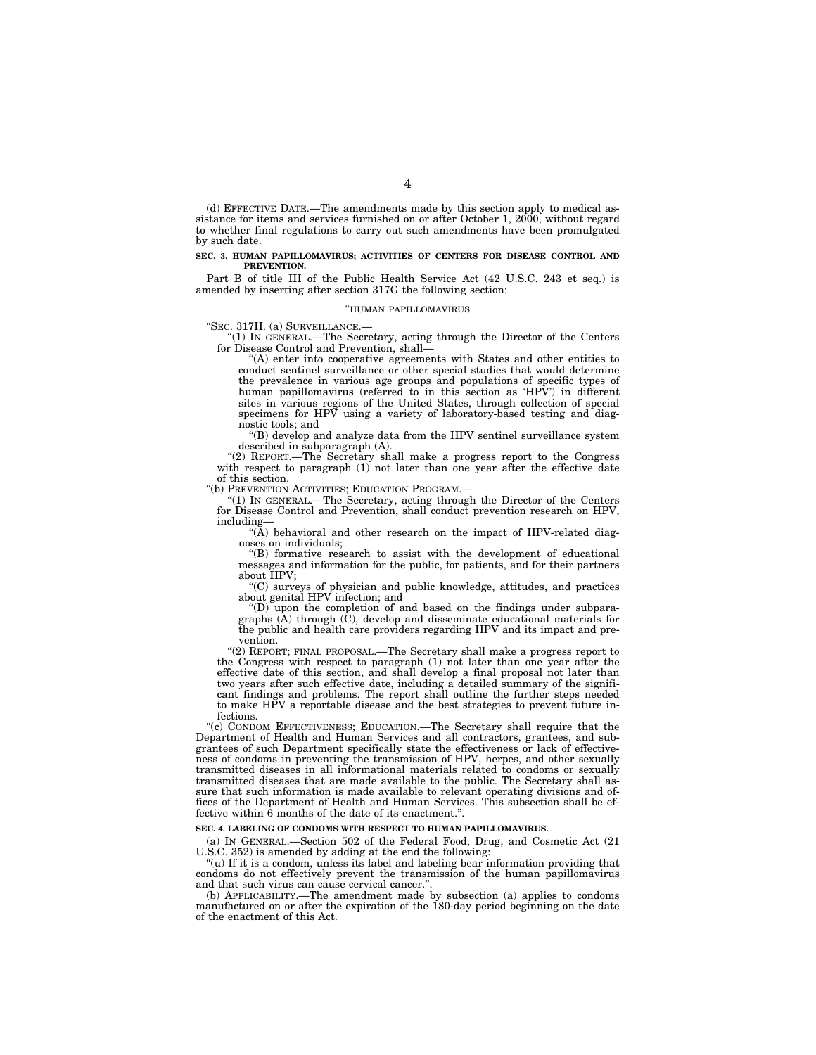(d) EFFECTIVE DATE.—The amendments made by this section apply to medical assistance for items and services furnished on or after October 1, 2000, without regard to whether final regulations to carry out such amendments have been promulgated by such date.

**SEC. 3. HUMAN PAPILLOMAVIRUS; ACTIVITIES OF CENTERS FOR DISEASE CONTROL AND PREVENTION.**

Part B of title III of the Public Health Service Act (42 U.S.C. 243 et seq.) is amended by inserting after section 317G the following section:

"HUMAN PAPILLOMAVIRUS

"SEC. 317H. (a) SURVEILLANCE.—

"(1) IN GENERAL.—The Secretary, acting through the Director of the Centers for Disease Control and Prevention, shall—

"(A) enter into cooperative agreements with States and other entities to conduct sentinel surveillance or other special studies that would determine the prevalence in various age groups and populations of specific types of human papillomavirus (referred to in this section as 'HPV') in different sites in various regions of the United States, through collection of special specimens for HPV using a variety of laboratory-based testing and diagnostic tools; and

"(B) develop and analyze data from the HPV sentinel surveillance system described in subparagraph (A).

"(2) REPORT.—The Secretary shall make a progress report to the Congress with respect to paragraph (1) not later than one year after the effective date of this section.

"(b) PREVENTION ACTIVITIES; EDUCATION PROGRAM.—

"(1) IN GENERAL.—The Secretary, acting through the Director of the Centers for Disease Control and Prevention, shall conduct prevention research on HPV, including—

"(A) behavioral and other research on the impact of HPV-related diagnoses on individuals;

"(B) formative research to assist with the development of educational messages and information for the public, for patients, and for their partners about HPV;

"(C) surveys of physician and public knowledge, attitudes, and practices about genital HPV infection; and

"(D) upon the completion of and based on the findings under subparagraphs (A) through (C), develop and disseminate educational materials for the public and health care providers regarding HPV and its impact and prevention.

"(2) REPORT; FINAL PROPOSAL.—The Secretary shall make a progress report to the Congress with respect to paragraph (1) not later than one year after the effective date of this section, and shall develop a final proposal not later than two years after such effective date, including a detailed summary of the significant findings and problems. The report shall outline the further steps needed to make HPV a reportable disease and the best strategies to prevent future infections.

"(c) CONDOM EFFECTIVENESS; EDUCATION.—The Secretary shall require that the Department of Health and Human Services and all contractors, grantees, and subgrantees of such Department specifically state the effectiveness or lack of effectiveness of condoms in preventing the transmission of HPV, herpes, and other sexually transmitted diseases in all informational materials related to condoms or sexually transmitted diseases that are made available to the public. The Secretary shall assure that such information is made available to relevant operating divisions and offices of the Department of Health and Human Services. This subsection shall be effective within 6 months of the date of its enactment.".

**SEC. 4. LABELING OF CONDOMS WITH RESPECT TO HUMAN PAPILLOMAVIRUS.**

(a) IN GENERAL.—Section 502 of the Federal Food, Drug, and Cosmetic Act (21 U.S.C. 352) is amended by adding at the end the following:

"(u) If it is a condom, unless its label and labeling bear information providing that condoms do not effectively prevent the transmission of the human papillomavirus and that such virus can cause cervical cancer.".

(b) APPLICABILITY.—The amendment made by subsection (a) applies to condoms manufactured on or after the expiration of the 180-day period beginning on the date of the enactment of this Act.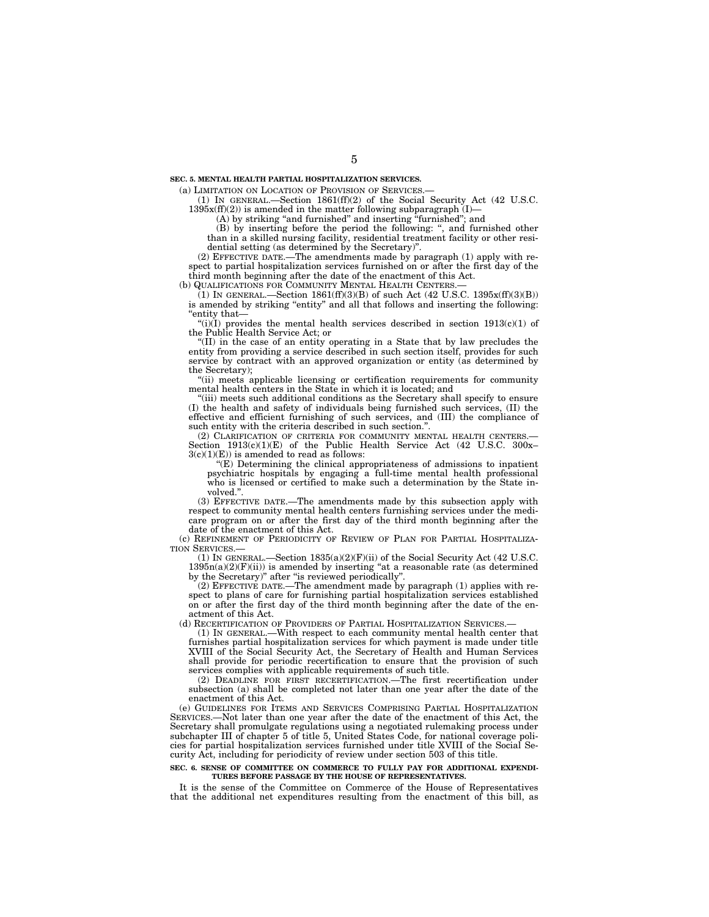**SEC. 5. MENTAL HEALTH PARTIAL HOSPITALIZATION SERVICES.**

(a) LIMITATION ON LOCATION OF PROVISION OF SERVICES.—

(1) IN GENERAL.—Section 1861(ff)(2) of the Social Security Act (42 U.S.C. 1395x(ff)(2)) is amended in the matter following subparagraph (I)—

(A) by striking "and furnished" and inserting "furnished"; and

(B) by inserting before the period the following: ", and furnished other than in a skilled nursing facility, residential treatment facility or other residential setting (as determined by the Secretary)".

(2) EFFECTIVE DATE.—The amendments made by paragraph (1) apply with respect to partial hospitalization services furnished on or after the first day of the third month beginning after the date of the enactment of this Act.

(b) QUALIFICATIONS FOR COMMUNITY MENTAL HEALTH CENTERS.—

(1) IN GENERAL.—Section 1861(ff)(3)(B) of such Act (42 U.S.C. 1395x(ff)(3)(B)) is amended by striking "entity" and all that follows and inserting the following: "entity that—

"(i)(I) provides the mental health services described in section 1913(c)(1) of the Public Health Service Act; or

"(II) in the case of an entity operating in a State that by law precludes the entity from providing a service described in such section itself, provides for such service by contract with an approved organization or entity (as determined by the Secretary);

"(ii) meets applicable licensing or certification requirements for community mental health centers in the State in which it is located; and

"(iii) meets such additional conditions as the Secretary shall specify to ensure (I) the health and safety of individuals being furnished such services, (II) the effective and efficient furnishing of such services, and (III) the compliance of such entity with the criteria described in such section.".

(2) CLARIFICATION OF CRITERIA FOR COMMUNITY MENTAL HEALTH CENTERS.—Section 1913(c)(1)(E) of the Public Health Service Act (42 U.S.C. 300x–3(c)(1)(E)) is amended to read as follows:

"(E) Determining the clinical appropriateness of admissions to inpatient psychiatric hospitals by engaging a full-time mental health professional who is licensed or certified to make such a determination by the State involved.".

(3) EFFECTIVE DATE.—The amendments made by this subsection apply with respect to community mental health centers furnishing services under the medicare program on or after the first day of the third month beginning after the date of the enactment of this Act.

(c) REFINEMENT OF PERIODICITY OF REVIEW OF PLAN FOR PARTIAL HOSPITALIZATION SERVICES.—

(1) IN GENERAL.—Section 1835(a)(2)(F)(ii) of the Social Security Act (42 U.S.C. 1395n(a)(2)(F)(ii)) is amended by inserting "at a reasonable rate (as determined by the Secretary)" after "is reviewed periodically".

(2) EFFECTIVE DATE.—The amendment made by paragraph (1) applies with respect to plans of care for furnishing partial hospitalization services established on or after the first day of the third month beginning after the date of the enactment of this Act.

(d) RECERTIFICATION OF PROVIDERS OF PARTIAL HOSPITALIZATION SERVICES.—

(1) IN GENERAL.—With respect to each community mental health center that furnishes partial hospitalization services for which payment is made under title XVIII of the Social Security Act, the Secretary of Health and Human Services shall provide for periodic recertification to ensure that the provision of such services complies with applicable requirements of such title.

(2) DEADLINE FOR FIRST RECERTIFICATION.—The first recertification under subsection (a) shall be completed not later than one year after the date of the enactment of this Act.

(e) GUIDELINES FOR ITEMS AND SERVICES COMPRISING PARTIAL HOSPITALIZATION SERVICES.—Not later than one year after the date of the enactment of this Act, the Secretary shall promulgate regulations using a negotiated rulemaking process under subchapter III of chapter 5 of title 5, United States Code, for national coverage policies for partial hospitalization services furnished under title XVIII of the Social Security Act, including for periodicity of review under section 503 of this title.

**SEC. 6. SENSE OF COMMITTEE ON COMMERCE TO FULLY PAY FOR ADDITIONAL EXPENDITURES BEFORE PASSAGE BY THE HOUSE OF REPRESENTATIVES.**

It is the sense of the Committee on Commerce of the House of Representatives that the additional net expenditures resulting from the enactment of this bill, as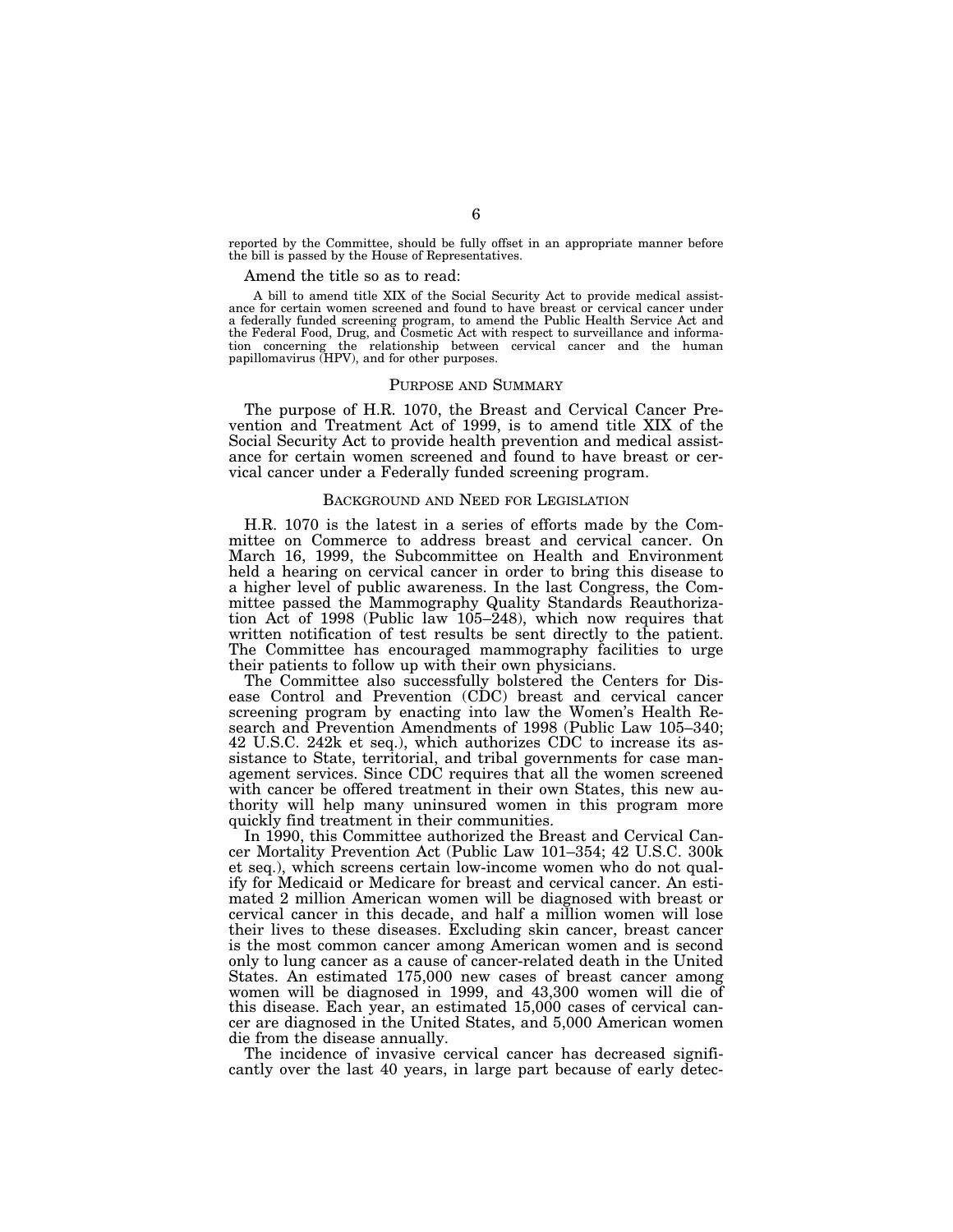reported by the Committee, should be fully offset in an appropriate manner before the bill is passed by the House of Representatives.

Amend the title so as to read:

> A bill to amend title XIX of the Social Security Act to provide medical assistance for certain women screened and found to have breast or cervical cancer under a federally funded screening program, to amend the Public Health Service Act and the Federal Food, Drug, and Cosmetic Act with respect to surveillance and information concerning the relationship between cervical cancer and the human papillomavirus (HPV), and for other purposes.

## Purpose and Summary

The purpose of H.R. 1070, the Breast and Cervical Cancer Prevention and Treatment Act of 1999, is to amend title XIX of the Social Security Act to provide health prevention and medical assistance for certain women screened and found to have breast or cervical cancer under a Federally funded screening program.

## Background and Need for Legislation

H.R. 1070 is the latest in a series of efforts made by the Committee on Commerce to address breast and cervical cancer. On March 16, 1999, the Subcommittee on Health and Environment held a hearing on cervical cancer in order to bring this disease to a higher level of public awareness. In the last Congress, the Committee passed the Mammography Quality Standards Reauthorization Act of 1998 (Public law 105–248), which now requires that written notification of test results be sent directly to the patient. The Committee has encouraged mammography facilities to urge their patients to follow up with their own physicians.

The Committee also successfully bolstered the Centers for Disease Control and Prevention (CDC) breast and cervical cancer screening program by enacting into law the Women's Health Research and Prevention Amendments of 1998 (Public Law 105–340; 42 U.S.C. 242k et seq.), which authorizes CDC to increase its assistance to State, territorial, and tribal governments for case management services. Since CDC requires that all the women screened with cancer be offered treatment in their own States, this new authority will help many uninsured women in this program more quickly find treatment in their communities.

In 1990, this Committee authorized the Breast and Cervical Cancer Mortality Prevention Act (Public Law 101–354; 42 U.S.C. 300k et seq.), which screens certain low-income women who do not qualify for Medicaid or Medicare for breast and cervical cancer. An estimated 2 million American women will be diagnosed with breast or cervical cancer in this decade, and half a million women will lose their lives to these diseases. Excluding skin cancer, breast cancer is the most common cancer among American women and is second only to lung cancer as a cause of cancer-related death in the United States. An estimated 175,000 new cases of breast cancer among women will be diagnosed in 1999, and 43,300 women will die of this disease. Each year, an estimated 15,000 cases of cervical cancer are diagnosed in the United States, and 5,000 American women die from the disease annually.

The incidence of invasive cervical cancer has decreased significantly over the last 40 years, in large part because of early detec-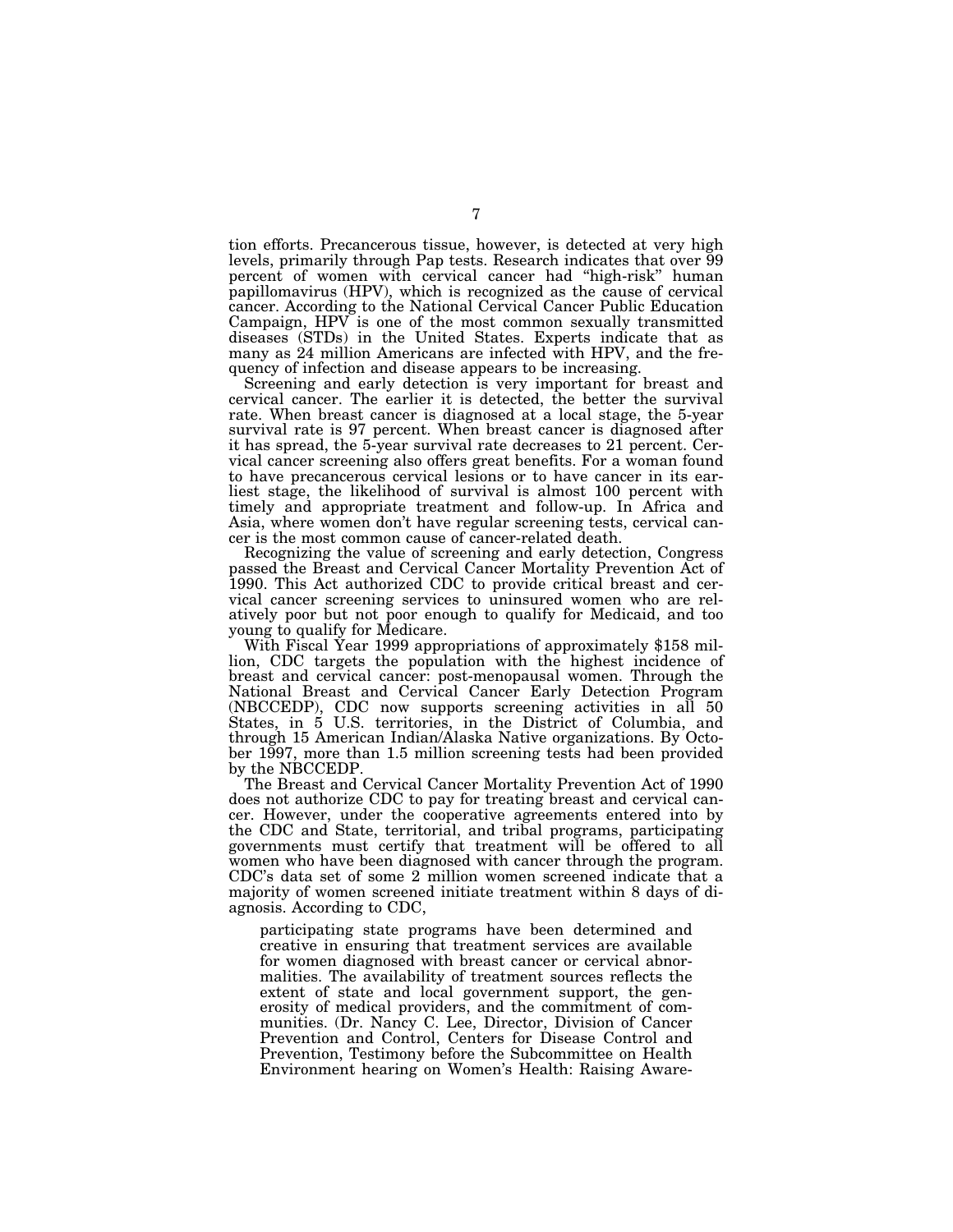tion efforts. Precancerous tissue, however, is detected at very high levels, primarily through Pap tests. Research indicates that over 99 percent of women with cervical cancer had "high-risk" human papillomavirus (HPV), which is recognized as the cause of cervical cancer. According to the National Cervical Cancer Public Education Campaign, HPV is one of the most common sexually transmitted diseases (STDs) in the United States. Experts indicate that as many as 24 million Americans are infected with HPV, and the frequency of infection and disease appears to be increasing.

Screening and early detection is very important for breast and cervical cancer. The earlier it is detected, the better the survival rate. When breast cancer is diagnosed at a local stage, the 5-year survival rate is 97 percent. When breast cancer is diagnosed after it has spread, the 5-year survival rate decreases to 21 percent. Cervical cancer screening also offers great benefits. For a woman found to have precancerous cervical lesions or to have cancer in its earliest stage, the likelihood of survival is almost 100 percent with timely and appropriate treatment and follow-up. In Africa and Asia, where women don't have regular screening tests, cervical cancer is the most common cause of cancer-related death.

Recognizing the value of screening and early detection, Congress passed the Breast and Cervical Cancer Mortality Prevention Act of 1990. This Act authorized CDC to provide critical breast and cervical cancer screening services to uninsured women who are relatively poor but not poor enough to qualify for Medicaid, and too young to qualify for Medicare.

With Fiscal Year 1999 appropriations of approximately $158 million, CDC targets the population with the highest incidence of breast and cervical cancer: post-menopausal women. Through the National Breast and Cervical Cancer Early Detection Program (NBCCEDP), CDC now supports screening activities in all 50 States, in 5 U.S. territories, in the District of Columbia, and through 15 American Indian/Alaska Native organizations. By October 1997, more than 1.5 million screening tests had been provided by the NBCCEDP.

The Breast and Cervical Cancer Mortality Prevention Act of 1990 does not authorize CDC to pay for treating breast and cervical cancer. However, under the cooperative agreements entered into by the CDC and State, territorial, and tribal programs, participating governments must certify that treatment will be offered to all women who have been diagnosed with cancer through the program. CDC's data set of some 2 million women screened indicate that a majority of women screened initiate treatment within 8 days of diagnosis. According to CDC,

> participating state programs have been determined and creative in ensuring that treatment services are available for women diagnosed with breast cancer or cervical abnormalities. The availability of treatment sources reflects the extent of state and local government support, the generosity of medical providers, and the commitment of communities. (Dr. Nancy C. Lee, Director, Division of Cancer Prevention and Control, Centers for Disease Control and Prevention, Testimony before the Subcommittee on Health Environment hearing on Women's Health: Raising Aware-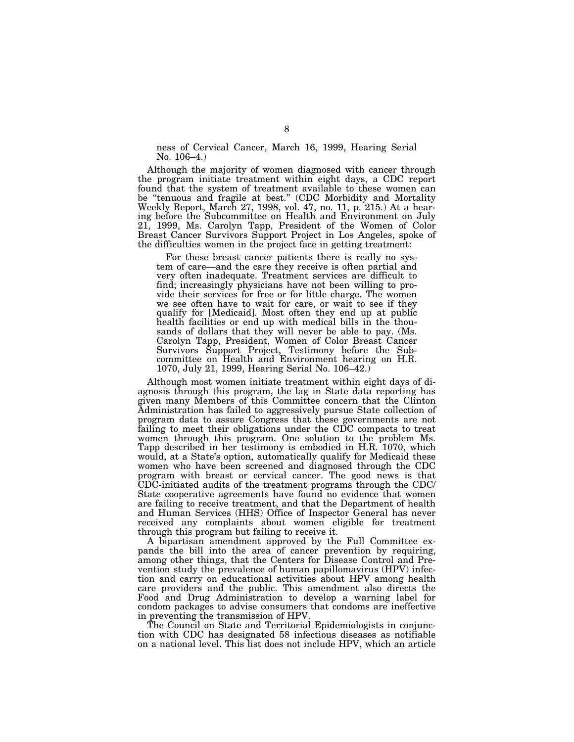ness of Cervical Cancer, March 16, 1999, Hearing Serial No. 106–4.)

Although the majority of women diagnosed with cancer through the program initiate treatment within eight days, a CDC report found that the system of treatment available to these women can be "tenuous and fragile at best." (CDC Morbidity and Mortality Weekly Report, March 27, 1998, vol. 47, no. 11, p. 215.) At a hearing before the Subcommittee on Health and Environment on July 21, 1999, Ms. Carolyn Tapp, President of the Women of Color Breast Cancer Survivors Support Project in Los Angeles, spoke of the difficulties women in the project face in getting treatment:

> For these breast cancer patients there is really no system of care—and the care they receive is often partial and very often inadequate. Treatment services are difficult to find; increasingly physicians have not been willing to provide their services for free or for little charge. The women we see often have to wait for care, or wait to see if they qualify for [Medicaid]. Most often they end up at public health facilities or end up with medical bills in the thousands of dollars that they will never be able to pay. (Ms. Carolyn Tapp, President, Women of Color Breast Cancer Survivors Support Project, Testimony before the Subcommittee on Health and Environment hearing on H.R. 1070, July 21, 1999, Hearing Serial No. 106–42.)

Although most women initiate treatment within eight days of diagnosis through this program, the lag in State data reporting has given many Members of this Committee concern that the Clinton Administration has failed to aggressively pursue State collection of program data to assure Congress that these governments are not failing to meet their obligations under the CDC compacts to treat women through this program. One solution to the problem Ms. Tapp described in her testimony is embodied in H.R. 1070, which would, at a State's option, automatically qualify for Medicaid these women who have been screened and diagnosed through the CDC program with breast or cervical cancer. The good news is that CDC-initiated audits of the treatment programs through the CDC/State cooperative agreements have found no evidence that women are failing to receive treatment, and that the Department of health and Human Services (HHS) Office of Inspector General has never received any complaints about women eligible for treatment through this program but failing to receive it.

A bipartisan amendment approved by the Full Committee expands the bill into the area of cancer prevention by requiring, among other things, that the Centers for Disease Control and Prevention study the prevalence of human papillomavirus (HPV) infection and carry on educational activities about HPV among health care providers and the public. This amendment also directs the Food and Drug Administration to develop a warning label for condom packages to advise consumers that condoms are ineffective in preventing the transmission of HPV.

The Council on State and Territorial Epidemiologists in conjunction with CDC has designated 58 infectious diseases as notifiable on a national level. This list does not include HPV, which an article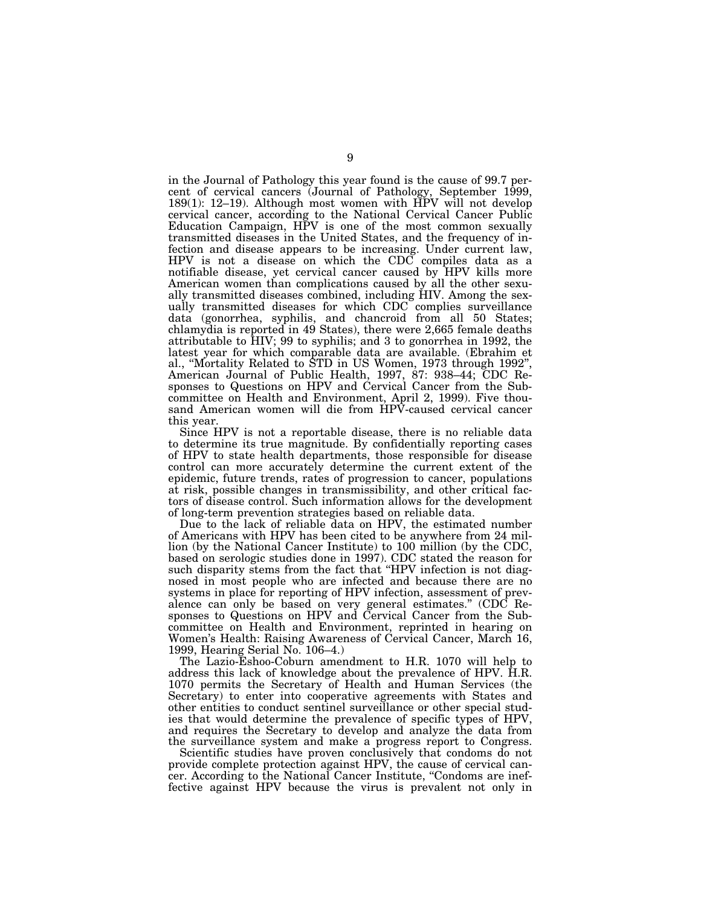in the Journal of Pathology this year found is the cause of 99.7 percent of cervical cancers (Journal of Pathology, September 1999, 189(1): 12–19). Although most women with HPV will not develop cervical cancer, according to the National Cervical Cancer Public Education Campaign, HPV is one of the most common sexually transmitted diseases in the United States, and the frequency of infection and disease appears to be increasing. Under current law, HPV is not a disease on which the CDC compiles data as a notifiable disease, yet cervical cancer caused by HPV kills more American women than complications caused by all the other sexually transmitted diseases combined, including HIV. Among the sexually transmitted diseases for which CDC complies surveillance data (gonorrhea, syphilis, and chancroid from all 50 States; chlamydia is reported in 49 States), there were 2,665 female deaths attributable to HIV; 99 to syphilis; and 3 to gonorrhea in 1992, the latest year for which comparable data are available. (Ebrahim et al., "Mortality Related to STD in US Women, 1973 through 1992", American Journal of Public Health, 1997, 87: 938–44; CDC Responses to Questions on HPV and Cervical Cancer from the Subcommittee on Health and Environment, April 2, 1999). Five thousand American women will die from HPV-caused cervical cancer this year.

Since HPV is not a reportable disease, there is no reliable data to determine its true magnitude. By confidentially reporting cases of HPV to state health departments, those responsible for disease control can more accurately determine the current extent of the epidemic, future trends, rates of progression to cancer, populations at risk, possible changes in transmissibility, and other critical factors of disease control. Such information allows for the development of long-term prevention strategies based on reliable data.

Due to the lack of reliable data on HPV, the estimated number of Americans with HPV has been cited to be anywhere from 24 million (by the National Cancer Institute) to 100 million (by the CDC, based on serologic studies done in 1997). CDC stated the reason for such disparity stems from the fact that "HPV infection is not diagnosed in most people who are infected and because there are no systems in place for reporting of HPV infection, assessment of prevalence can only be based on very general estimates." (CDC Responses to Questions on HPV and Cervical Cancer from the Subcommittee on Health and Environment, reprinted in hearing on Women's Health: Raising Awareness of Cervical Cancer, March 16, 1999, Hearing Serial No. 106–4.)

The Lazio-Eshoo-Coburn amendment to H.R. 1070 will help to address this lack of knowledge about the prevalence of HPV. H.R. 1070 permits the Secretary of Health and Human Services (the Secretary) to enter into cooperative agreements with States and other entities to conduct sentinel surveillance or other special studies that would determine the prevalence of specific types of HPV, and requires the Secretary to develop and analyze the data from the surveillance system and make a progress report to Congress.

Scientific studies have proven conclusively that condoms do not provide complete protection against HPV, the cause of cervical cancer. According to the National Cancer Institute, "Condoms are ineffective against HPV because the virus is prevalent not only in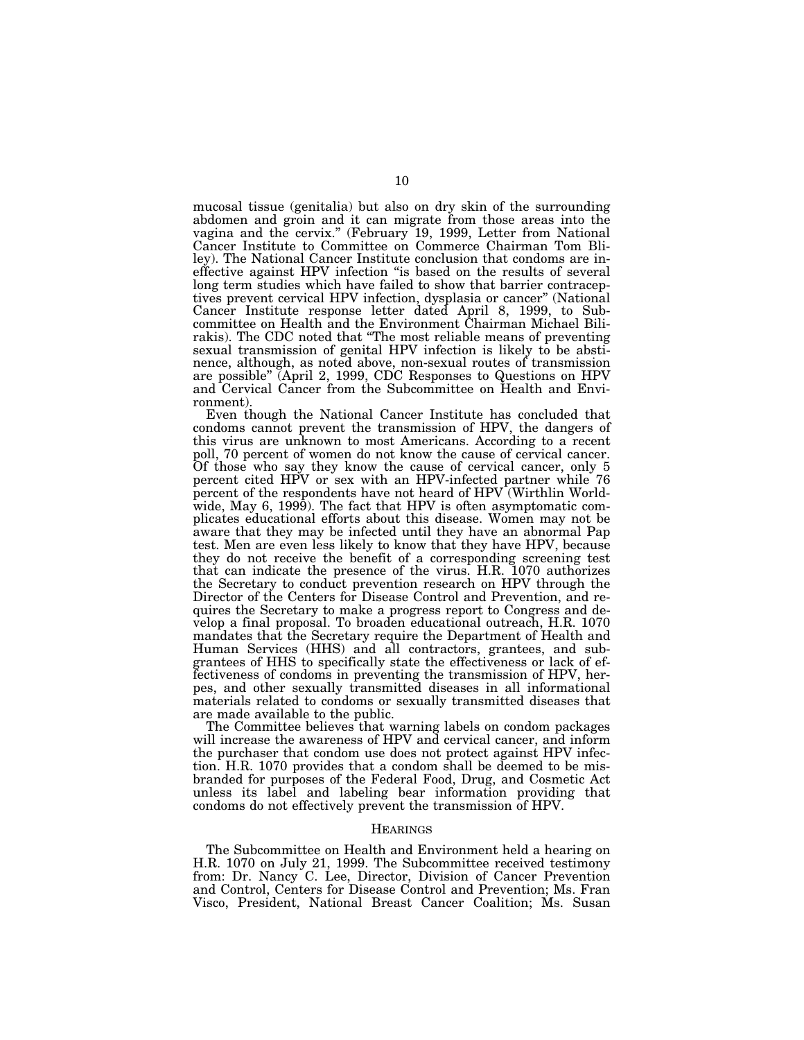mucosal tissue (genitalia) but also on dry skin of the surrounding abdomen and groin and it can migrate from those areas into the vagina and the cervix." (February 19, 1999, Letter from National Cancer Institute to Committee on Commerce Chairman Tom Bliley). The National Cancer Institute conclusion that condoms are ineffective against HPV infection "is based on the results of several long term studies which have failed to show that barrier contraceptives prevent cervical HPV infection, dysplasia or cancer" (National Cancer Institute response letter dated April 8, 1999, to Subcommittee on Health and the Environment Chairman Michael Bilirakis). The CDC noted that "The most reliable means of preventing sexual transmission of genital HPV infection is likely to be abstinence, although, as noted above, non-sexual routes of transmission are possible" (April 2, 1999, CDC Responses to Questions on HPV and Cervical Cancer from the Subcommittee on Health and Environment).

Even though the National Cancer Institute has concluded that condoms cannot prevent the transmission of HPV, the dangers of this virus are unknown to most Americans. According to a recent poll, 70 percent of women do not know the cause of cervical cancer. Of those who say they know the cause of cervical cancer, only 5 percent cited HPV or sex with an HPV-infected partner while 76 percent of the respondents have not heard of HPV (Wirthlin Worldwide, May 6, 1999). The fact that HPV is often asymptomatic complicates educational efforts about this disease. Women may not be aware that they may be infected until they have an abnormal Pap test. Men are even less likely to know that they have HPV, because they do not receive the benefit of a corresponding screening test that can indicate the presence of the virus. H.R. 1070 authorizes the Secretary to conduct prevention research on HPV through the Director of the Centers for Disease Control and Prevention, and requires the Secretary to make a progress report to Congress and develop a final proposal. To broaden educational outreach, H.R. 1070 mandates that the Secretary require the Department of Health and Human Services (HHS) and all contractors, grantees, and subgrantees of HHS to specifically state the effectiveness or lack of effectiveness of condoms in preventing the transmission of HPV, herpes, and other sexually transmitted diseases in all informational materials related to condoms or sexually transmitted diseases that are made available to the public.

The Committee believes that warning labels on condom packages will increase the awareness of HPV and cervical cancer, and inform the purchaser that condom use does not protect against HPV infection. H.R. 1070 provides that a condom shall be deemed to be misbranded for purposes of the Federal Food, Drug, and Cosmetic Act unless its label and labeling bear information providing that condoms do not effectively prevent the transmission of HPV.

## Hearings

The Subcommittee on Health and Environment held a hearing on H.R. 1070 on July 21, 1999. The Subcommittee received testimony from: Dr. Nancy C. Lee, Director, Division of Cancer Prevention and Control, Centers for Disease Control and Prevention; Ms. Fran Visco, President, National Breast Cancer Coalition; Ms. Susan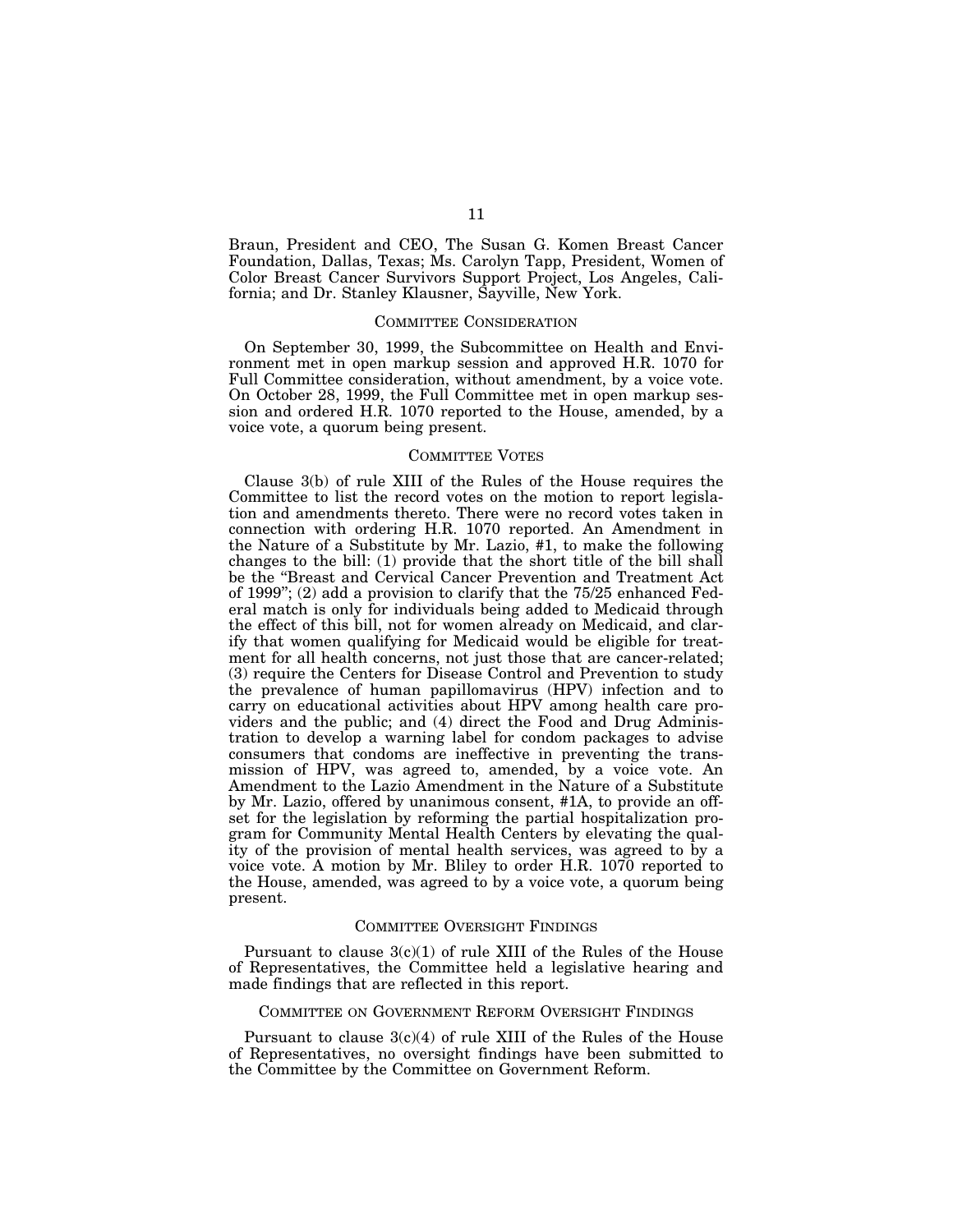Braun, President and CEO, The Susan G. Komen Breast Cancer Foundation, Dallas, Texas; Ms. Carolyn Tapp, President, Women of Color Breast Cancer Survivors Support Project, Los Angeles, California; and Dr. Stanley Klausner, Sayville, New York.

## COMMITTEE CONSIDERATION

On September 30, 1999, the Subcommittee on Health and Environment met in open markup session and approved H.R. 1070 for Full Committee consideration, without amendment, by a voice vote. On October 28, 1999, the Full Committee met in open markup session and ordered H.R. 1070 reported to the House, amended, by a voice vote, a quorum being present.

## COMMITTEE VOTES

Clause 3(b) of rule XIII of the Rules of the House requires the Committee to list the record votes on the motion to report legislation and amendments thereto. There were no record votes taken in connection with ordering H.R. 1070 reported. An Amendment in the Nature of a Substitute by Mr. Lazio, #1, to make the following changes to the bill: (1) provide that the short title of the bill shall be the "Breast and Cervical Cancer Prevention and Treatment Act of 1999"; (2) add a provision to clarify that the 75/25 enhanced Federal match is only for individuals being added to Medicaid through the effect of this bill, not for women already on Medicaid, and clarify that women qualifying for Medicaid would be eligible for treatment for all health concerns, not just those that are cancer-related; (3) require the Centers for Disease Control and Prevention to study the prevalence of human papillomavirus (HPV) infection and to carry on educational activities about HPV among health care providers and the public; and (4) direct the Food and Drug Administration to develop a warning label for condom packages to advise consumers that condoms are ineffective in preventing the transmission of HPV, was agreed to, amended, by a voice vote. An Amendment to the Lazio Amendment in the Nature of a Substitute by Mr. Lazio, offered by unanimous consent, #1A, to provide an offset for the legislation by reforming the partial hospitalization program for Community Mental Health Centers by elevating the quality of the provision of mental health services, was agreed to by a voice vote. A motion by Mr. Bliley to order H.R. 1070 reported to the House, amended, was agreed to by a voice vote, a quorum being present.

## COMMITTEE OVERSIGHT FINDINGS

Pursuant to clause 3(c)(1) of rule XIII of the Rules of the House of Representatives, the Committee held a legislative hearing and made findings that are reflected in this report.

## COMMITTEE ON GOVERNMENT REFORM OVERSIGHT FINDINGS

Pursuant to clause 3(c)(4) of rule XIII of the Rules of the House of Representatives, no oversight findings have been submitted to the Committee by the Committee on Government Reform.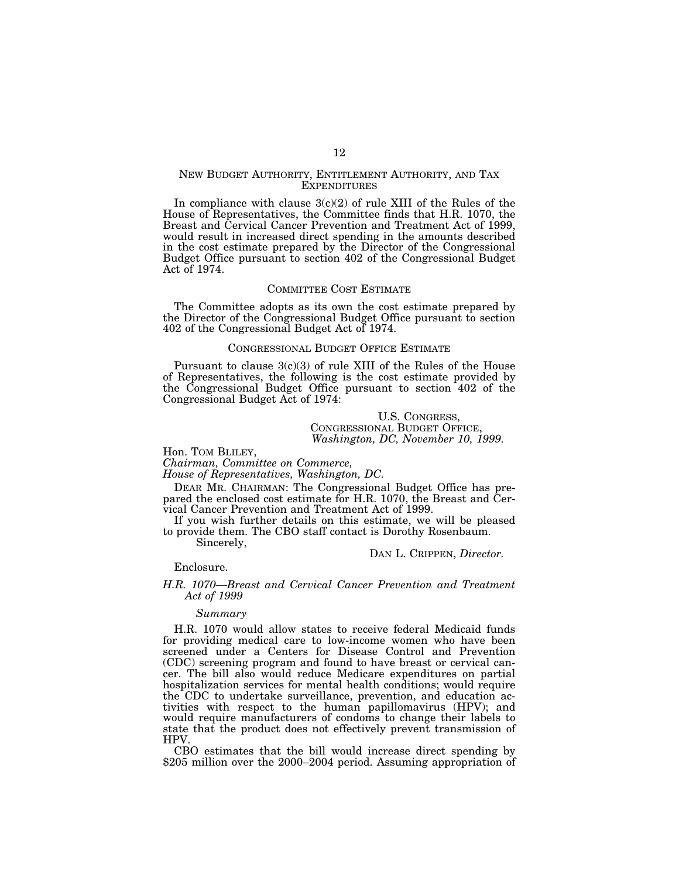## New Budget Authority, Entitlement Authority, and Tax Expenditures

In compliance with clause 3(c)(2) of rule XIII of the Rules of the House of Representatives, the Committee finds that H.R. 1070, the Breast and Cervical Cancer Prevention and Treatment Act of 1999, would result in increased direct spending in the amounts described in the cost estimate prepared by the Director of the Congressional Budget Office pursuant to section 402 of the Congressional Budget Act of 1974.

## Committee Cost Estimate

The Committee adopts as its own the cost estimate prepared by the Director of the Congressional Budget Office pursuant to section 402 of the Congressional Budget Act of 1974.

## Congressional Budget Office Estimate

Pursuant to clause 3(c)(3) of rule XIII of the Rules of the House of Representatives, the following is the cost estimate provided by the Congressional Budget Office pursuant to section 402 of the Congressional Budget Act of 1974:

U.S. Congress,
Congressional Budget Office,
*Washington, DC, November 10, 1999.*

Hon. Tom Bliley,
*Chairman, Committee on Commerce,*
*House of Representatives, Washington, DC.*

Dear Mr. Chairman: The Congressional Budget Office has prepared the enclosed cost estimate for H.R. 1070, the Breast and Cervical Cancer Prevention and Treatment Act of 1999.

If you wish further details on this estimate, we will be pleased to provide them. The CBO staff contact is Dorothy Rosenbaum.

Sincerely,

Dan L. Crippen, *Director.*

Enclosure.

*H.R. 1070—Breast and Cervical Cancer Prevention and Treatment Act of 1999*

*Summary*

H.R. 1070 would allow states to receive federal Medicaid funds for providing medical care to low-income women who have been screened under a Centers for Disease Control and Prevention (CDC) screening program and found to have breast or cervical cancer. The bill also would reduce Medicare expenditures on partial hospitalization services for mental health conditions; would require the CDC to undertake surveillance, prevention, and education activities with respect to the human papillomavirus (HPV); and would require manufacturers of condoms to change their labels to state that the product does not effectively prevent transmission of HPV.

CBO estimates that the bill would increase direct spending by $205 million over the 2000–2004 period. Assuming appropriation of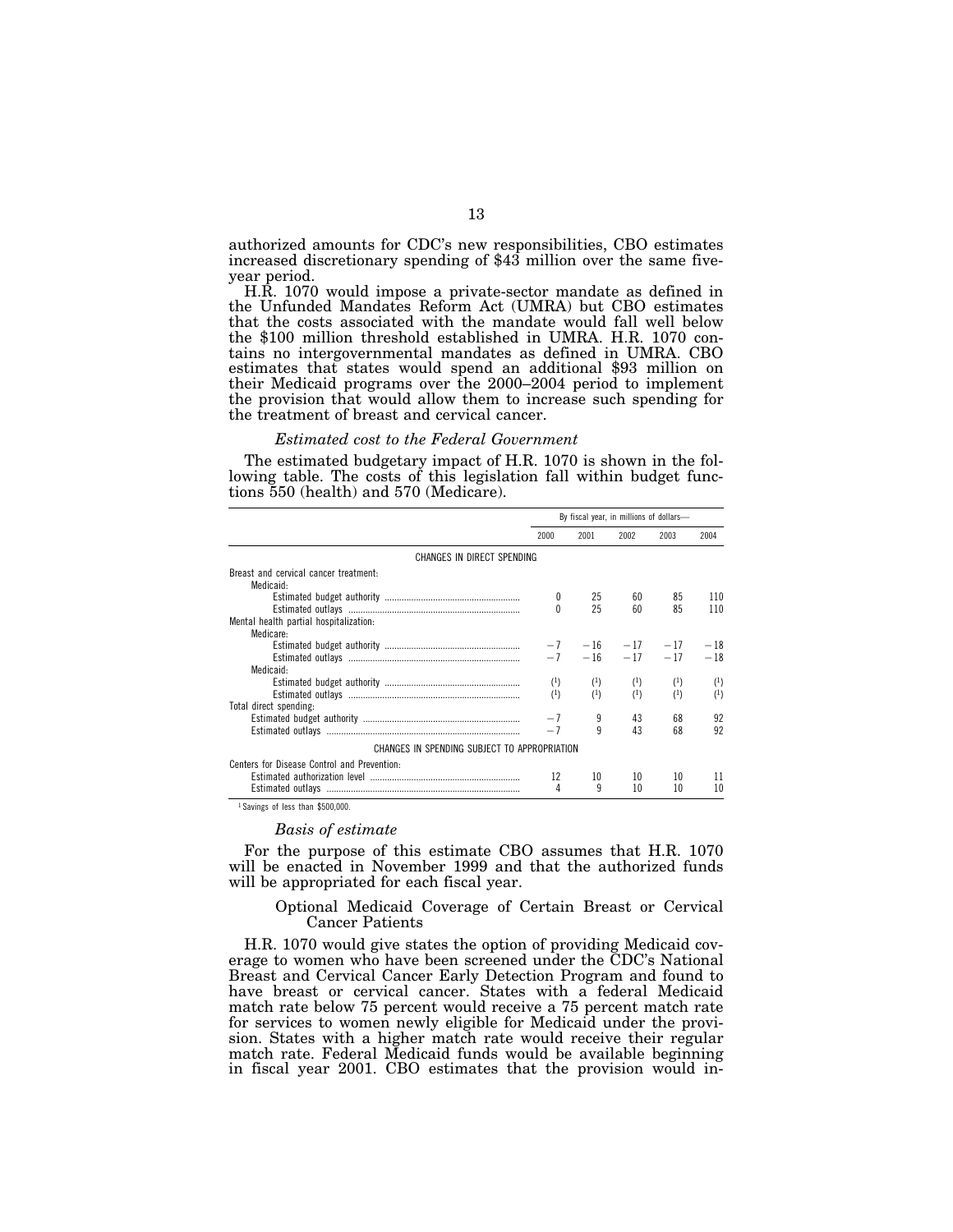authorized amounts for CDC's new responsibilities, CBO estimates increased discretionary spending of $43 million over the same five-year period.

H.R. 1070 would impose a private-sector mandate as defined in the Unfunded Mandates Reform Act (UMRA) but CBO estimates that the costs associated with the mandate would fall well below the $100 million threshold established in UMRA. H.R. 1070 contains no intergovernmental mandates as defined in UMRA. CBO estimates that states would spend an additional $93 million on their Medicaid programs over the 2000–2004 period to implement the provision that would allow them to increase such spending for the treatment of breast and cervical cancer.

*Estimated cost to the Federal Government*

The estimated budgetary impact of H.R. 1070 is shown in the following table. The costs of this legislation fall within budget functions 550 (health) and 570 (Medicare).

| | By fiscal year, in millions of dollars— | | | | |
|---|---|---|---|---|---|
| | 2000 | 2001 | 2002 | 2003 | 2004 |
| CHANGES IN DIRECT SPENDING | | | | | |
| Breast and cervical cancer treatment: | | | | | |
| Medicaid: | | | | | |
| Estimated budget authority | 0 | 25 | 60 | 85 | 110 |
| Estimated outlays | 0 | 25 | 60 | 85 | 110 |
| Mental health partial hospitalization: | | | | | |
| Medicare: | | | | | |
| Estimated budget authority | −7 | −16 | −17 | −17 | −18 |
| Estimated outlays | −7 | −16 | −17 | −17 | −18 |
| Medicaid: | | | | | |
| Estimated budget authority | [1] | [1] | [1] | [1] | [1] |
| Estimated outlays | [1] | [1] | [1] | [1] | [1] |
| Total direct spending: | | | | | |
| Estimated budget authority | −7 | 9 | 43 | 68 | 92 |
| Estimated outlays | −7 | 9 | 43 | 68 | 92 |
| CHANGES IN SPENDING SUBJECT TO APPROPRIATION | | | | | |
| Centers for Disease Control and Prevention: | | | | | |
| Estimated authorization level | 12 | 10 | 10 | 10 | 11 |
| Estimated outlays | 4 | 9 | 10 | 10 | 10 |

[1] Savings of less than $500,000.

*Basis of estimate*

For the purpose of this estimate CBO assumes that H.R. 1070 will be enacted in November 1999 and that the authorized funds will be appropriated for each fiscal year.

Optional Medicaid Coverage of Certain Breast or Cervical Cancer Patients

H.R. 1070 would give states the option of providing Medicaid coverage to women who have been screened under the CDC's National Breast and Cervical Cancer Early Detection Program and found to have breast or cervical cancer. States with a federal Medicaid match rate below 75 percent would receive a 75 percent match rate for services to women newly eligible for Medicaid under the provision. States with a higher match rate would receive their regular match rate. Federal Medicaid funds would be available beginning in fiscal year 2001. CBO estimates that the provision would in-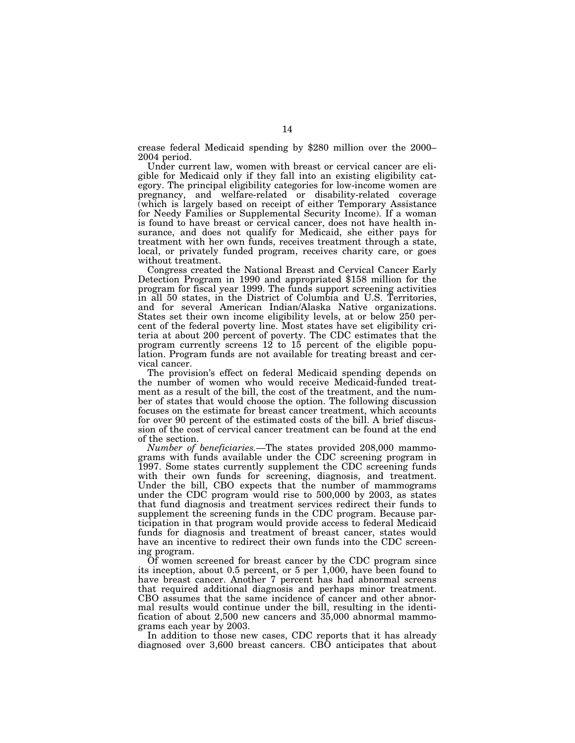crease federal Medicaid spending by $280 million over the 2000–2004 period.

Under current law, women with breast or cervical cancer are eligible for Medicaid only if they fall into an existing eligibility category. The principal eligibility categories for low-income women are pregnancy, and welfare-related or disability-related coverage (which is largely based on receipt of either Temporary Assistance for Needy Families or Supplemental Security Income). If a woman is found to have breast or cervical cancer, does not have health insurance, and does not qualify for Medicaid, she either pays for treatment with her own funds, receives treatment through a state, local, or privately funded program, receives charity care, or goes without treatment.

Congress created the National Breast and Cervical Cancer Early Detection Program in 1990 and appropriated $158 million for the program for fiscal year 1999. The funds support screening activities in all 50 states, in the District of Columbia and U.S. Territories, and for several American Indian/Alaska Native organizations. States set their own income eligibility levels, at or below 250 percent of the federal poverty line. Most states have set eligibility criteria at about 200 percent of poverty. The CDC estimates that the program currently screens 12 to 15 percent of the eligible population. Program funds are not available for treating breast and cervical cancer.

The provision's effect on federal Medicaid spending depends on the number of women who would receive Medicaid-funded treatment as a result of the bill, the cost of the treatment, and the number of states that would choose the option. The following discussion focuses on the estimate for breast cancer treatment, which accounts for over 90 percent of the estimated costs of the bill. A brief discussion of the cost of cervical cancer treatment can be found at the end of the section.

*Number of beneficiaries.*—The states provided 208,000 mammograms with funds available under the CDC screening program in 1997. Some states currently supplement the CDC screening funds with their own funds for screening, diagnosis, and treatment. Under the bill, CBO expects that the number of mammograms under the CDC program would rise to 500,000 by 2003, as states that fund diagnosis and treatment services redirect their funds to supplement the screening funds in the CDC program. Because participation in that program would provide access to federal Medicaid funds for diagnosis and treatment of breast cancer, states would have an incentive to redirect their own funds into the CDC screening program.

Of women screened for breast cancer by the CDC program since its inception, about 0.5 percent, or 5 per 1,000, have been found to have breast cancer. Another 7 percent has had abnormal screens that required additional diagnosis and perhaps minor treatment. CBO assumes that the same incidence of cancer and other abnormal results would continue under the bill, resulting in the identification of about 2,500 new cancers and 35,000 abnormal mammograms each year by 2003.

In addition to those new cases, CDC reports that it has already diagnosed over 3,600 breast cancers. CBO anticipates that about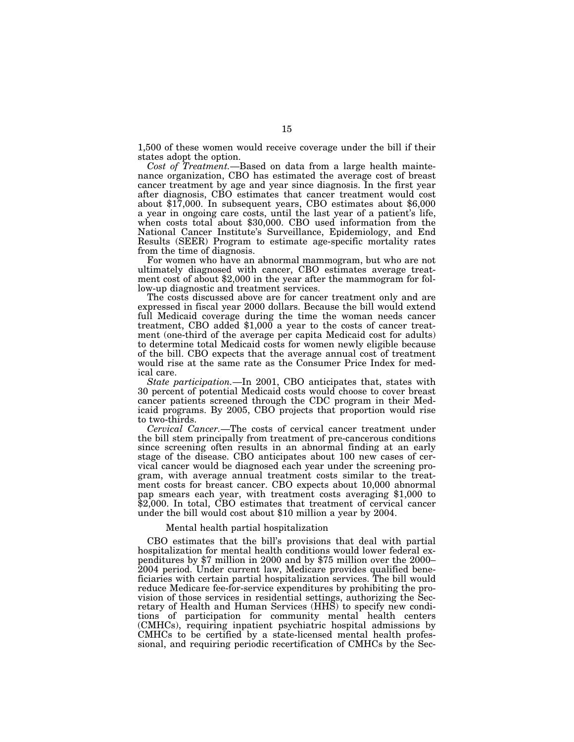1,500 of these women would receive coverage under the bill if their states adopt the option.

*Cost of Treatment.*—Based on data from a large health maintenance organization, CBO has estimated the average cost of breast cancer treatment by age and year since diagnosis. In the first year after diagnosis, CBO estimates that cancer treatment would cost about $17,000. In subsequent years, CBO estimates about $6,000 a year in ongoing care costs, until the last year of a patient's life, when costs total about $30,000. CBO used information from the National Cancer Institute's Surveillance, Epidemiology, and End Results (SEER) Program to estimate age-specific mortality rates from the time of diagnosis.

For women who have an abnormal mammogram, but who are not ultimately diagnosed with cancer, CBO estimates average treatment cost of about $2,000 in the year after the mammogram for follow-up diagnostic and treatment services.

The costs discussed above are for cancer treatment only and are expressed in fiscal year 2000 dollars. Because the bill would extend full Medicaid coverage during the time the woman needs cancer treatment, CBO added $1,000 a year to the costs of cancer treatment (one-third of the average per capita Medicaid cost for adults) to determine total Medicaid costs for women newly eligible because of the bill. CBO expects that the average annual cost of treatment would rise at the same rate as the Consumer Price Index for medical care.

*State participation.*—In 2001, CBO anticipates that, states with 30 percent of potential Medicaid costs would choose to cover breast cancer patients screened through the CDC program in their Medicaid programs. By 2005, CBO projects that proportion would rise to two-thirds.

*Cervical Cancer.*—The costs of cervical cancer treatment under the bill stem principally from treatment of pre-cancerous conditions since screening often results in an abnormal finding at an early stage of the disease. CBO anticipates about 100 new cases of cervical cancer would be diagnosed each year under the screening program, with average annual treatment costs similar to the treatment costs for breast cancer. CBO expects about 10,000 abnormal pap smears each year, with treatment costs averaging $1,000 to $2,000. In total, CBO estimates that treatment of cervical cancer under the bill would cost about $10 million a year by 2004.

### Mental health partial hospitalization

CBO estimates that the bill's provisions that deal with partial hospitalization for mental health conditions would lower federal expenditures by $7 million in 2000 and by $75 million over the 2000–2004 period. Under current law, Medicare provides qualified beneficiaries with certain partial hospitalization services. The bill would reduce Medicare fee-for-service expenditures by prohibiting the provision of those services in residential settings, authorizing the Secretary of Health and Human Services (HHS) to specify new conditions of participation for community mental health centers (CMHCs), requiring inpatient psychiatric hospital admissions by CMHCs to be certified by a state-licensed mental health professional, and requiring periodic recertification of CMHCs by the Sec-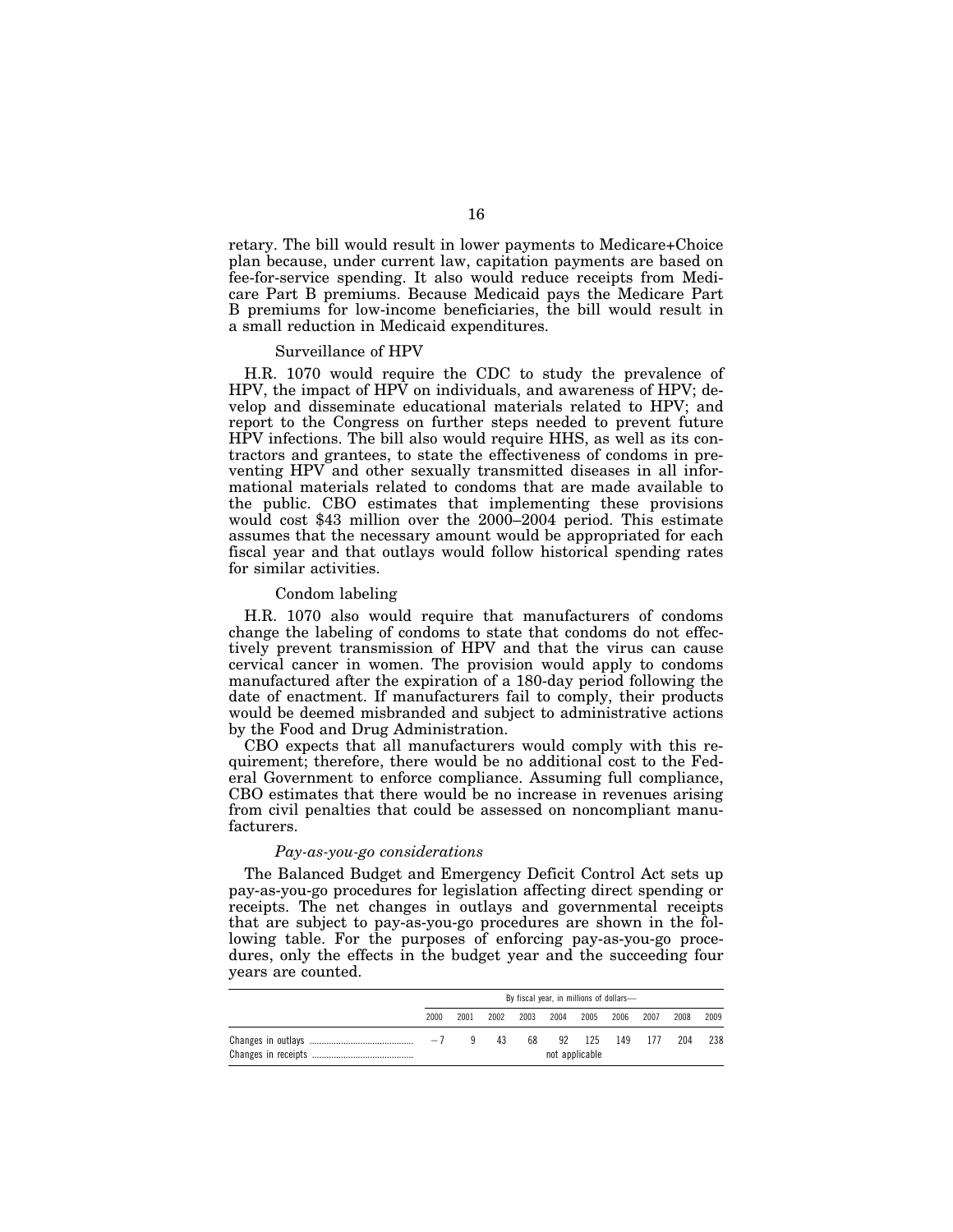retary. The bill would result in lower payments to Medicare+Choice plan because, under current law, capitation payments are based on fee-for-service spending. It also would reduce receipts from Medicare Part B premiums. Because Medicaid pays the Medicare Part B premiums for low-income beneficiaries, the bill would result in a small reduction in Medicaid expenditures.

Surveillance of HPV

H.R. 1070 would require the CDC to study the prevalence of HPV, the impact of HPV on individuals, and awareness of HPV; develop and disseminate educational materials related to HPV; and report to the Congress on further steps needed to prevent future HPV infections. The bill also would require HHS, as well as its contractors and grantees, to state the effectiveness of condoms in preventing HPV and other sexually transmitted diseases in all informational materials related to condoms that are made available to the public. CBO estimates that implementing these provisions would cost $43 million over the 2000–2004 period. This estimate assumes that the necessary amount would be appropriated for each fiscal year and that outlays would follow historical spending rates for similar activities.

Condom labeling

H.R. 1070 also would require that manufacturers of condoms change the labeling of condoms to state that condoms do not effectively prevent transmission of HPV and that the virus can cause cervical cancer in women. The provision would apply to condoms manufactured after the expiration of a 180-day period following the date of enactment. If manufacturers fail to comply, their products would be deemed misbranded and subject to administrative actions by the Food and Drug Administration.

CBO expects that all manufacturers would comply with this requirement; therefore, there would be no additional cost to the Federal Government to enforce compliance. Assuming full compliance, CBO estimates that there would be no increase in revenues arising from civil penalties that could be assessed on noncompliant manufacturers.

*Pay-as-you-go considerations*

The Balanced Budget and Emergency Deficit Control Act sets up pay-as-you-go procedures for legislation affecting direct spending or receipts. The net changes in outlays and governmental receipts that are subject to pay-as-you-go procedures are shown in the following table. For the purposes of enforcing pay-as-you-go procedures, only the effects in the budget year and the succeeding four years are counted.

| | By fiscal year, in millions of dollars— | | | | | | | | | |
|---|---|---|---|---|---|---|---|---|---|---|
| | 2000 | 2001 | 2002 | 2003 | 2004 | 2005 | 2006 | 2007 | 2008 | 2009 |
| Changes in outlays | −7 | 9 | 43 | 68 | 92 | 125 | 149 | 177 | 204 | 238 |
| Changes in receipts | not applicable | | | | | | | | | |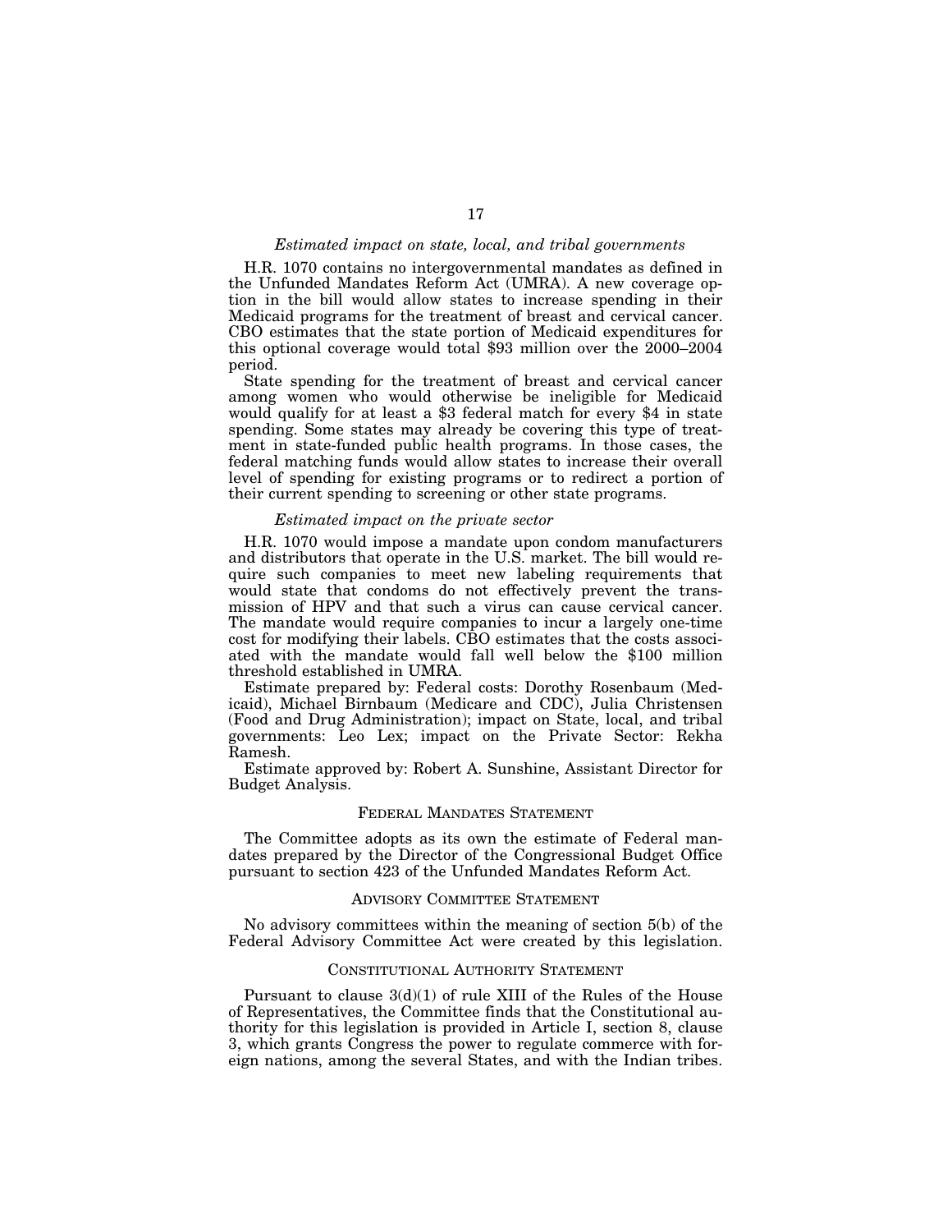*Estimated impact on state, local, and tribal governments*

H.R. 1070 contains no intergovernmental mandates as defined in the Unfunded Mandates Reform Act (UMRA). A new coverage option in the bill would allow states to increase spending in their Medicaid programs for the treatment of breast and cervical cancer. CBO estimates that the state portion of Medicaid expenditures for this optional coverage would total $93 million over the 2000–2004 period.

State spending for the treatment of breast and cervical cancer among women who would otherwise be ineligible for Medicaid would qualify for at least a $3 federal match for every $4 in state spending. Some states may already be covering this type of treatment in state-funded public health programs. In those cases, the federal matching funds would allow states to increase their overall level of spending for existing programs or to redirect a portion of their current spending to screening or other state programs.

*Estimated impact on the private sector*

H.R. 1070 would impose a mandate upon condom manufacturers and distributors that operate in the U.S. market. The bill would require such companies to meet new labeling requirements that would state that condoms do not effectively prevent the transmission of HPV and that such a virus can cause cervical cancer. The mandate would require companies to incur a largely one-time cost for modifying their labels. CBO estimates that the costs associated with the mandate would fall well below the $100 million threshold established in UMRA.

Estimate prepared by: Federal costs: Dorothy Rosenbaum (Medicaid), Michael Birnbaum (Medicare and CDC), Julia Christensen (Food and Drug Administration); impact on State, local, and tribal governments: Leo Lex; impact on the Private Sector: Rekha Ramesh.

Estimate approved by: Robert A. Sunshine, Assistant Director for Budget Analysis.

## FEDERAL MANDATES STATEMENT

The Committee adopts as its own the estimate of Federal mandates prepared by the Director of the Congressional Budget Office pursuant to section 423 of the Unfunded Mandates Reform Act.

## ADVISORY COMMITTEE STATEMENT

No advisory committees within the meaning of section 5(b) of the Federal Advisory Committee Act were created by this legislation.

## CONSTITUTIONAL AUTHORITY STATEMENT

Pursuant to clause 3(d)(1) of rule XIII of the Rules of the House of Representatives, the Committee finds that the Constitutional authority for this legislation is provided in Article I, section 8, clause 3, which grants Congress the power to regulate commerce with foreign nations, among the several States, and with the Indian tribes.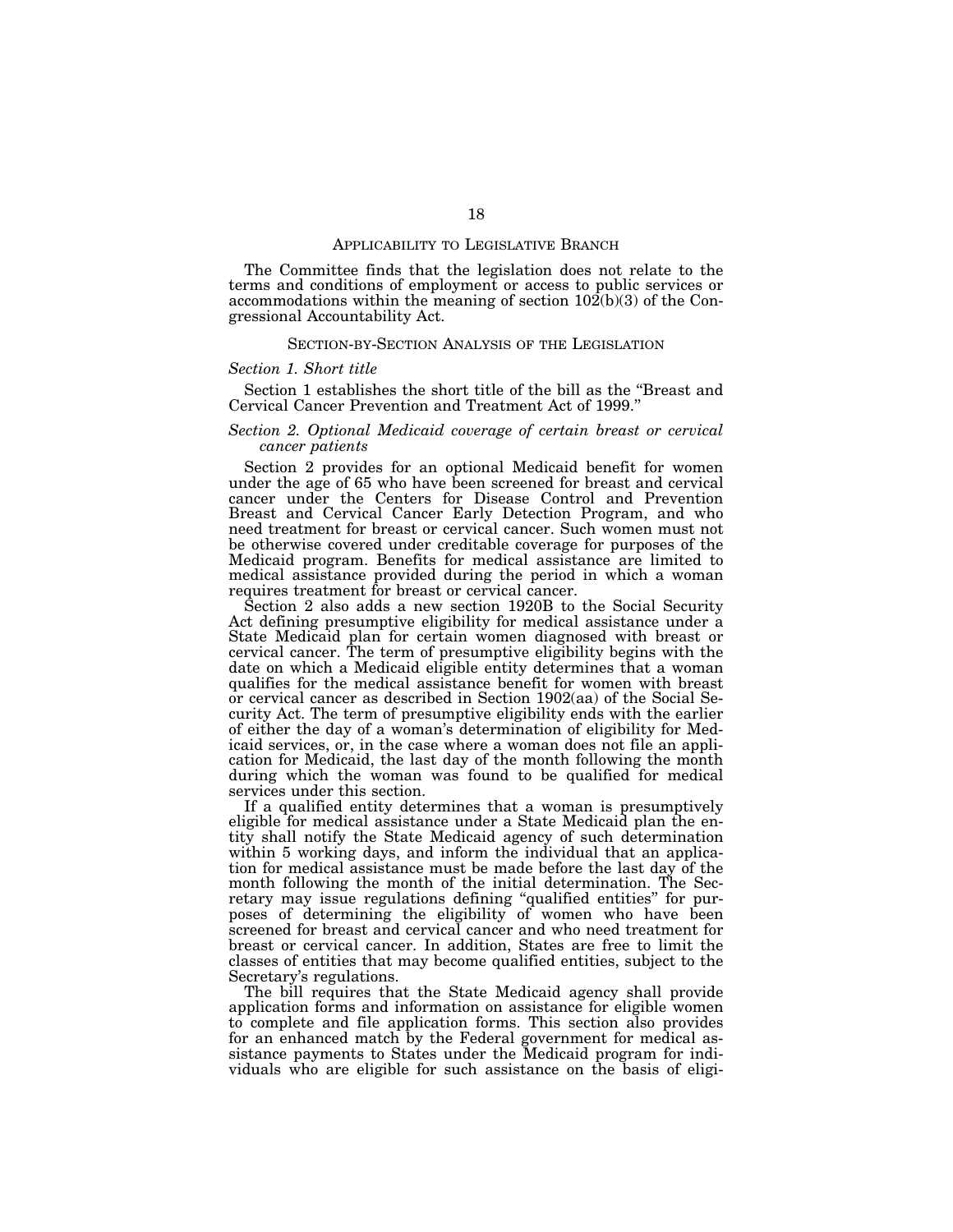## Applicability to Legislative Branch

The Committee finds that the legislation does not relate to the terms and conditions of employment or access to public services or accommodations within the meaning of section 102(b)(3) of the Congressional Accountability Act.

## Section-by-Section Analysis of the Legislation

### *Section 1. Short title*

Section 1 establishes the short title of the bill as the "Breast and Cervical Cancer Prevention and Treatment Act of 1999."

### *Section 2. Optional Medicaid coverage of certain breast or cervical cancer patients*

Section 2 provides for an optional Medicaid benefit for women under the age of 65 who have been screened for breast and cervical cancer under the Centers for Disease Control and Prevention Breast and Cervical Cancer Early Detection Program, and who need treatment for breast or cervical cancer. Such women must not be otherwise covered under creditable coverage for purposes of the Medicaid program. Benefits for medical assistance are limited to medical assistance provided during the period in which a woman requires treatment for breast or cervical cancer.

Section 2 also adds a new section 1920B to the Social Security Act defining presumptive eligibility for medical assistance under a State Medicaid plan for certain women diagnosed with breast or cervical cancer. The term of presumptive eligibility begins with the date on which a Medicaid eligible entity determines that a woman qualifies for the medical assistance benefit for women with breast or cervical cancer as described in Section 1902(aa) of the Social Security Act. The term of presumptive eligibility ends with the earlier of either the day of a woman's determination of eligibility for Medicaid services, or, in the case where a woman does not file an application for Medicaid, the last day of the month following the month during which the woman was found to be qualified for medical services under this section.

If a qualified entity determines that a woman is presumptively eligible for medical assistance under a State Medicaid plan the entity shall notify the State Medicaid agency of such determination within 5 working days, and inform the individual that an application for medical assistance must be made before the last day of the month following the month of the initial determination. The Secretary may issue regulations defining "qualified entities" for purposes of determining the eligibility of women who have been screened for breast and cervical cancer and who need treatment for breast or cervical cancer. In addition, States are free to limit the classes of entities that may become qualified entities, subject to the Secretary's regulations.

The bill requires that the State Medicaid agency shall provide application forms and information on assistance for eligible women to complete and file application forms. This section also provides for an enhanced match by the Federal government for medical assistance payments to States under the Medicaid program for individuals who are eligible for such assistance on the basis of eligi-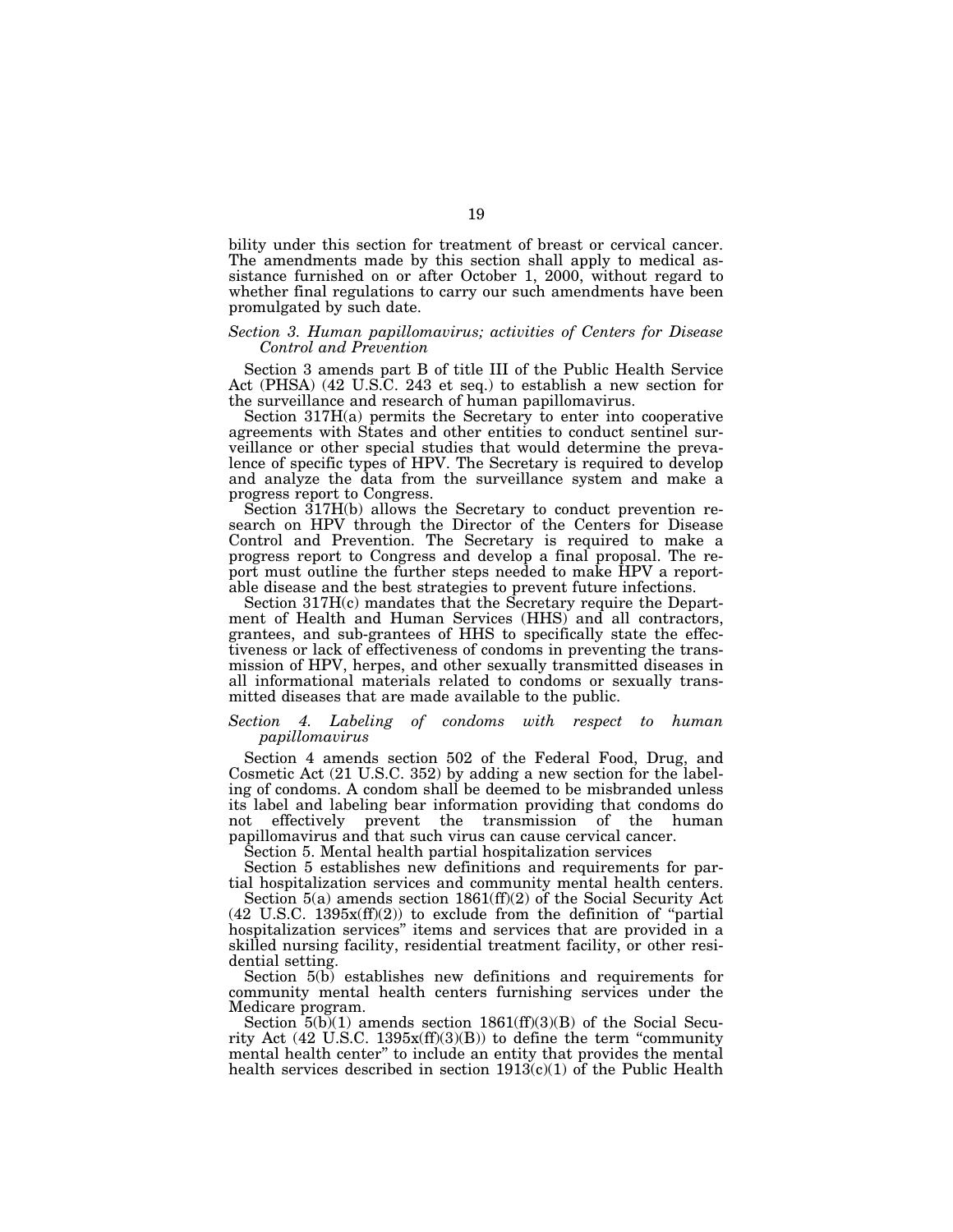bility under this section for treatment of breast or cervical cancer. The amendments made by this section shall apply to medical assistance furnished on or after October 1, 2000, without regard to whether final regulations to carry our such amendments have been promulgated by such date.

*Section 3. Human papillomavirus; activities of Centers for Disease Control and Prevention*

Section 3 amends part B of title III of the Public Health Service Act (PHSA) (42 U.S.C. 243 et seq.) to establish a new section for the surveillance and research of human papillomavirus.

Section 317H(a) permits the Secretary to enter into cooperative agreements with States and other entities to conduct sentinel surveillance or other special studies that would determine the prevalence of specific types of HPV. The Secretary is required to develop and analyze the data from the surveillance system and make a progress report to Congress.

Section 317H(b) allows the Secretary to conduct prevention research on HPV through the Director of the Centers for Disease Control and Prevention. The Secretary is required to make a progress report to Congress and develop a final proposal. The report must outline the further steps needed to make HPV a reportable disease and the best strategies to prevent future infections.

Section 317H(c) mandates that the Secretary require the Department of Health and Human Services (HHS) and all contractors, grantees, and sub-grantees of HHS to specifically state the effectiveness or lack of effectiveness of condoms in preventing the transmission of HPV, herpes, and other sexually transmitted diseases in all informational materials related to condoms or sexually transmitted diseases that are made available to the public.

*Section 4. Labeling of condoms with respect to human papillomavirus*

Section 4 amends section 502 of the Federal Food, Drug, and Cosmetic Act (21 U.S.C. 352) by adding a new section for the labeling of condoms. A condom shall be deemed to be misbranded unless its label and labeling bear information providing that condoms do not effectively prevent the transmission of the human papillomavirus and that such virus can cause cervical cancer.

Section 5. Mental health partial hospitalization services

Section 5 establishes new definitions and requirements for partial hospitalization services and community mental health centers.

Section 5(a) amends section 1861(ff)(2) of the Social Security Act (42 U.S.C. 1395x(ff)(2)) to exclude from the definition of "partial hospitalization services" items and services that are provided in a skilled nursing facility, residential treatment facility, or other residential setting.

Section 5(b) establishes new definitions and requirements for community mental health centers furnishing services under the Medicare program.

Section 5(b)(1) amends section 1861(ff)(3)(B) of the Social Security Act (42 U.S.C. 1395x(ff)(3)(B)) to define the term "community mental health center" to include an entity that provides the mental health services described in section 1913(c)(1) of the Public Health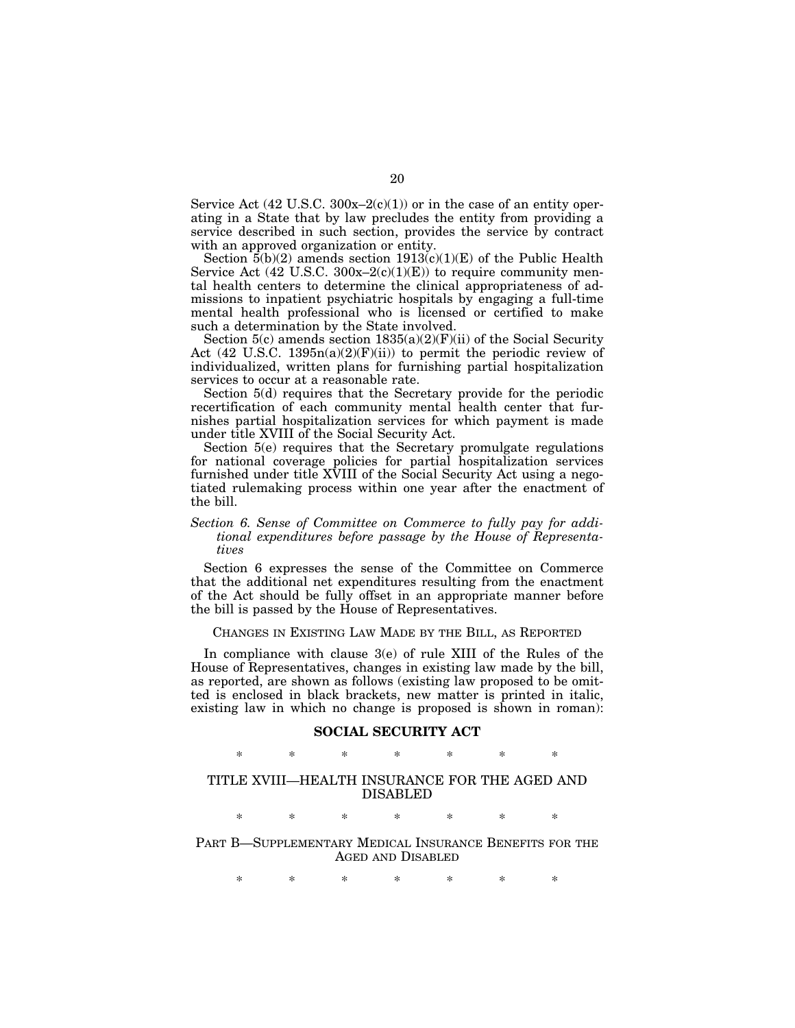Service Act (42 U.S.C. 300x–2(c)(1)) or in the case of an entity operating in a State that by law precludes the entity from providing a service described in such section, provides the service by contract with an approved organization or entity.

Section 5(b)(2) amends section 1913(c)(1)(E) of the Public Health Service Act (42 U.S.C. 300x–2(c)(1)(E)) to require community mental health centers to determine the clinical appropriateness of admissions to inpatient psychiatric hospitals by engaging a full-time mental health professional who is licensed or certified to make such a determination by the State involved.

Section 5(c) amends section 1835(a)(2)(F)(ii) of the Social Security Act (42 U.S.C. 1395n(a)(2)(F)(ii)) to permit the periodic review of individualized, written plans for furnishing partial hospitalization services to occur at a reasonable rate.

Section 5(d) requires that the Secretary provide for the periodic recertification of each community mental health center that furnishes partial hospitalization services for which payment is made under title XVIII of the Social Security Act.

Section 5(e) requires that the Secretary promulgate regulations for national coverage policies for partial hospitalization services furnished under title XVIII of the Social Security Act using a negotiated rulemaking process within one year after the enactment of the bill.

*Section 6. Sense of Committee on Commerce to fully pay for additional expenditures before passage by the House of Representatives*

Section 6 expresses the sense of the Committee on Commerce that the additional net expenditures resulting from the enactment of the Act should be fully offset in an appropriate manner before the bill is passed by the House of Representatives.

## CHANGES IN EXISTING LAW MADE BY THE BILL, AS REPORTED

In compliance with clause 3(e) of rule XIII of the Rules of the House of Representatives, changes in existing law made by the bill, as reported, are shown as follows (existing law proposed to be omitted is enclosed in black brackets, new matter is printed in italic, existing law in which no change is proposed is shown in roman):

## SOCIAL SECURITY ACT

\* \* \* \* \* \* \*

### TITLE XVIII—HEALTH INSURANCE FOR THE AGED AND DISABLED

\* \* \* \* \* \* \*

### PART B—SUPPLEMENTARY MEDICAL INSURANCE BENEFITS FOR THE AGED AND DISABLED

\* \* \* \* \* \* \*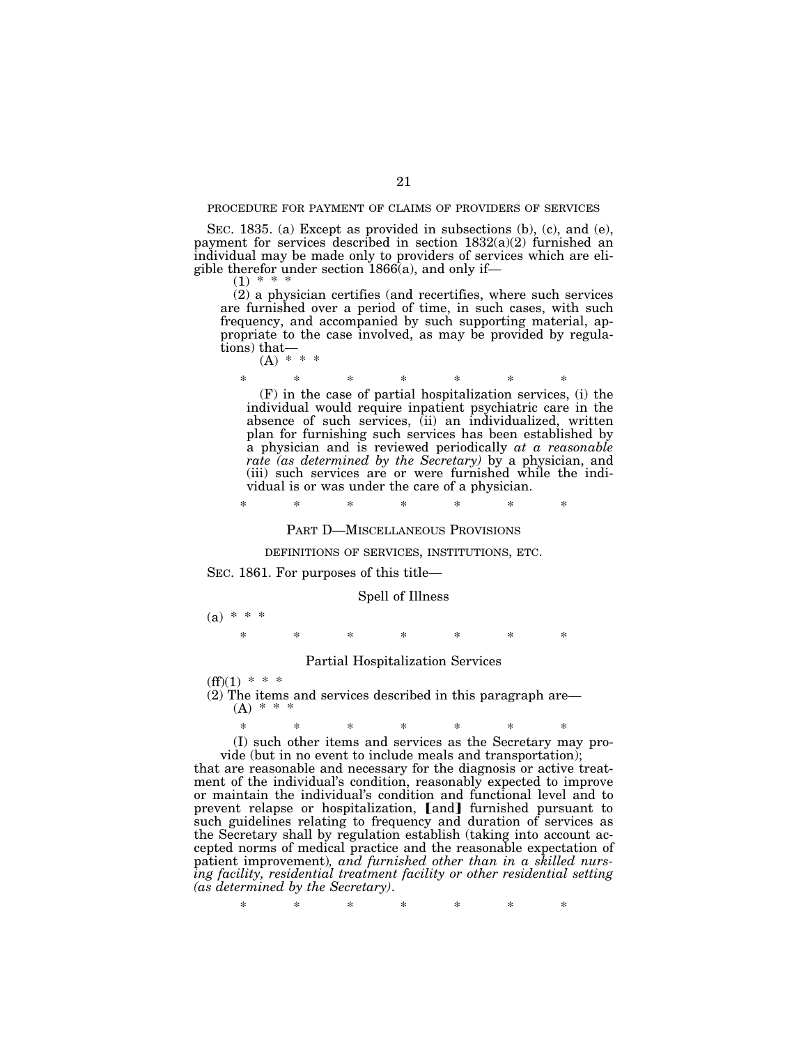PROCEDURE FOR PAYMENT OF CLAIMS OF PROVIDERS OF SERVICES

SEC. 1835. (a) Except as provided in subsections (b), (c), and (e), payment for services described in section 1832(a)(2) furnished an individual may be made only to providers of services which are eligible therefor under section 1866(a), and only if—

(1) * * *

(2) a physician certifies (and recertifies, where such services are furnished over a period of time, in such cases, with such frequency, and accompanied by such supporting material, appropriate to the case involved, as may be provided by regulations) that—

(A) * * *

\* \* \* \* \* \* \*

(F) in the case of partial hospitalization services, (i) the individual would require inpatient psychiatric care in the absence of such services, (ii) an individualized, written plan for furnishing such services has been established by a physician and is reviewed periodically *at a reasonable rate (as determined by the Secretary)* by a physician, and (iii) such services are or were furnished while the individual is or was under the care of a physician.

\* \* \* \* \* \* \*

PART D—MISCELLANEOUS PROVISIONS

DEFINITIONS OF SERVICES, INSTITUTIONS, ETC.

SEC. 1861. For purposes of this title—

Spell of Illness

(a) * * *

\* \* \* \* \* \* \*

Partial Hospitalization Services

(ff)(1) * * *

(2) The items and services described in this paragraph are—

(A) * * *

\* \* \* \* \* \* \*

(I) such other items and services as the Secretary may provide (but in no event to include meals and transportation);

that are reasonable and necessary for the diagnosis or active treatment of the individual's condition, reasonably expected to improve or maintain the individual's condition and functional level and to prevent relapse or hospitalization, 【and】 furnished pursuant to such guidelines relating to frequency and duration of services as the Secretary shall by regulation establish (taking into account accepted norms of medical practice and the reasonable expectation of patient improvement)*, and furnished other than in a skilled nursing facility, residential treatment facility or other residential setting (as determined by the Secretary)*.

\* \* \* \* \* \* \*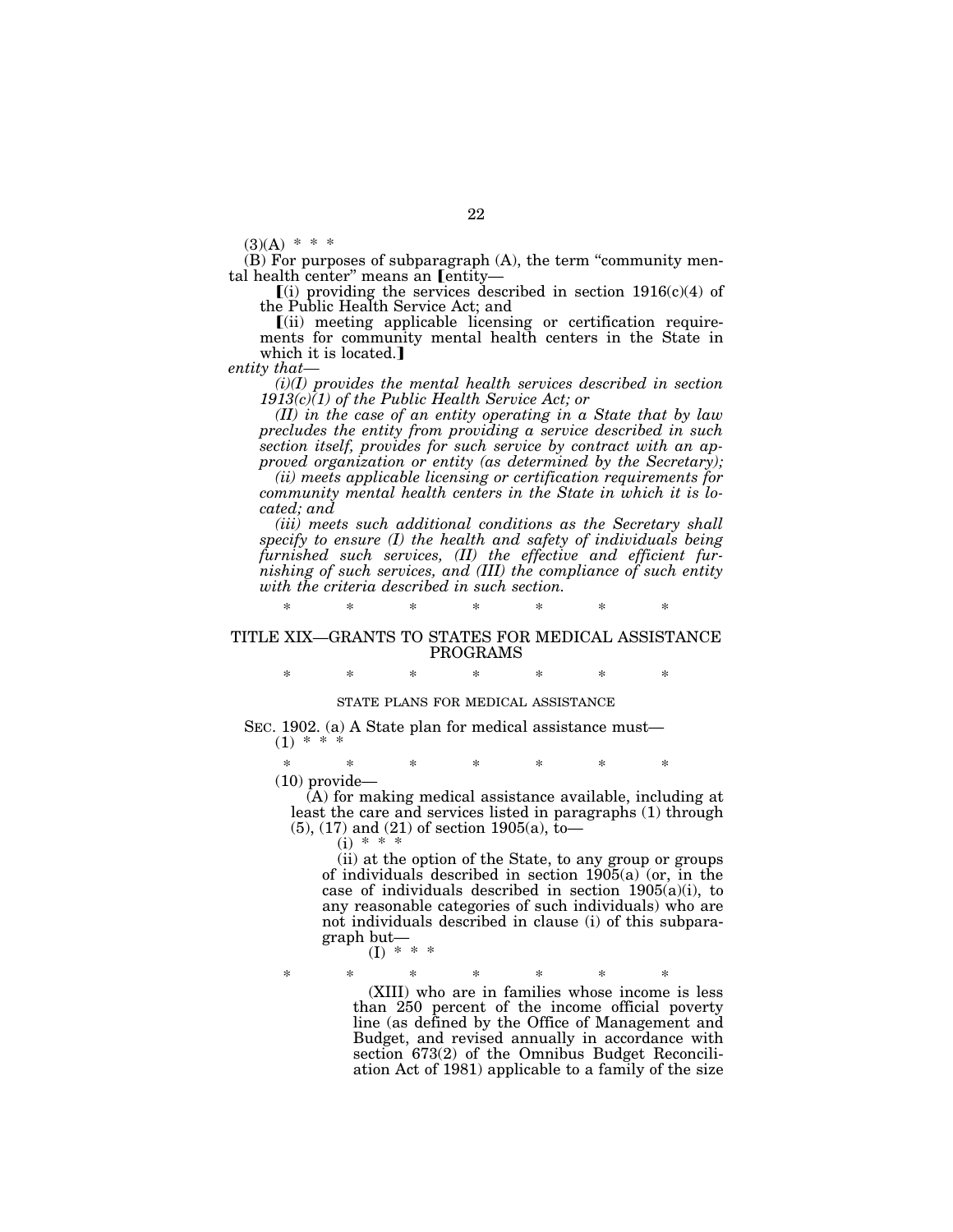(3)(A) * * *

(B) For purposes of subparagraph (A), the term "community mental health center" means an [entity—

[(i) providing the services described in section 1916(c)(4) of the Public Health Service Act; and

[(ii) meeting applicable licensing or certification requirements for community mental health centers in the State in which it is located.]

*entity that—*

*(i)(I) provides the mental health services described in section 1913(c)(1) of the Public Health Service Act; or*

*(II) in the case of an entity operating in a State that by law precludes the entity from providing a service described in such section itself, provides for such service by contract with an approved organization or entity (as determined by the Secretary);*

*(ii) meets applicable licensing or certification requirements for community mental health centers in the State in which it is located; and*

*(iii) meets such additional conditions as the Secretary shall specify to ensure (I) the health and safety of individuals being furnished such services, (II) the effective and efficient furnishing of such services, and (III) the compliance of such entity with the criteria described in such section.*

\* \* \* \* \* \* \*

## TITLE XIX—GRANTS TO STATES FOR MEDICAL ASSISTANCE PROGRAMS

\* \* \* \* \* \* \*

### STATE PLANS FOR MEDICAL ASSISTANCE

SEC. 1902. (a) A State plan for medical assistance must—

(1) * * *

\* \* \* \* \* \* \*

(10) provide—

(A) for making medical assistance available, including at least the care and services listed in paragraphs (1) through (5), (17) and (21) of section 1905(a), to—

(i) * * *

(ii) at the option of the State, to any group or groups of individuals described in section 1905(a) (or, in the case of individuals described in section 1905(a)(i), to any reasonable categories of such individuals) who are not individuals described in clause (i) of this subparagraph but—

(I) * * *

\* \* \* \* \* \* \*

(XIII) who are in families whose income is less than 250 percent of the income official poverty line (as defined by the Office of Management and Budget, and revised annually in accordance with section 673(2) of the Omnibus Budget Reconciliation Act of 1981) applicable to a family of the size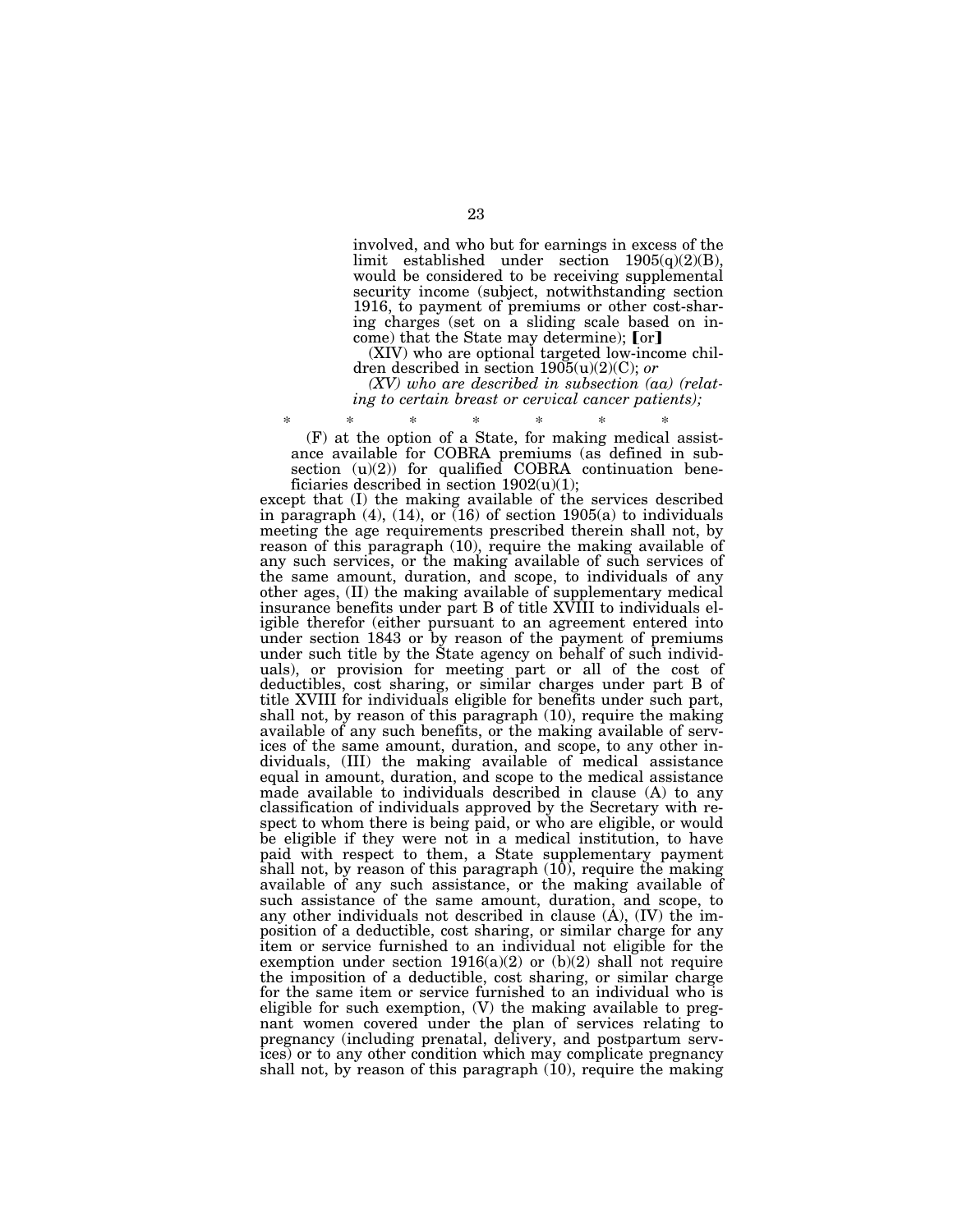involved, and who but for earnings in excess of the limit established under section 1905(q)(2)(B), would be considered to be receiving supplemental security income (subject, notwithstanding section 1916, to payment of premiums or other cost-sharing charges (set on a sliding scale based on income) that the State may determine); [or]

(XIV) who are optional targeted low-income children described in section 1905(u)(2)(C); *or*

*(XV) who are described in subsection (aa) (relating to certain breast or cervical cancer patients);*

\* \* \* \* \* \* \*

(F) at the option of a State, for making medical assistance available for COBRA premiums (as defined in subsection (u)(2)) for qualified COBRA continuation beneficiaries described in section 1902(u)(1);

except that (I) the making available of the services described in paragraph (4), (14), or (16) of section 1905(a) to individuals meeting the age requirements prescribed therein shall not, by reason of this paragraph (10), require the making available of any such services, or the making available of such services of the same amount, duration, and scope, to individuals of any other ages, (II) the making available of supplementary medical insurance benefits under part B of title XVIII to individuals eligible therefor (either pursuant to an agreement entered into under section 1843 or by reason of the payment of premiums under such title by the State agency on behalf of such individuals), or provision for meeting part or all of the cost of deductibles, cost sharing, or similar charges under part B of title XVIII for individuals eligible for benefits under such part, shall not, by reason of this paragraph (10), require the making available of any such benefits, or the making available of services of the same amount, duration, and scope, to any other individuals, (III) the making available of medical assistance equal in amount, duration, and scope to the medical assistance made available to individuals described in clause (A) to any classification of individuals approved by the Secretary with respect to whom there is being paid, or who are eligible, or would be eligible if they were not in a medical institution, to have paid with respect to them, a State supplementary payment shall not, by reason of this paragraph (10), require the making available of any such assistance, or the making available of such assistance of the same amount, duration, and scope, to any other individuals not described in clause (A), (IV) the imposition of a deductible, cost sharing, or similar charge for any item or service furnished to an individual not eligible for the exemption under section 1916(a)(2) or (b)(2) shall not require the imposition of a deductible, cost sharing, or similar charge for the same item or service furnished to an individual who is eligible for such exemption, (V) the making available to pregnant women covered under the plan of services relating to pregnancy (including prenatal, delivery, and postpartum services) or to any other condition which may complicate pregnancy shall not, by reason of this paragraph (10), require the making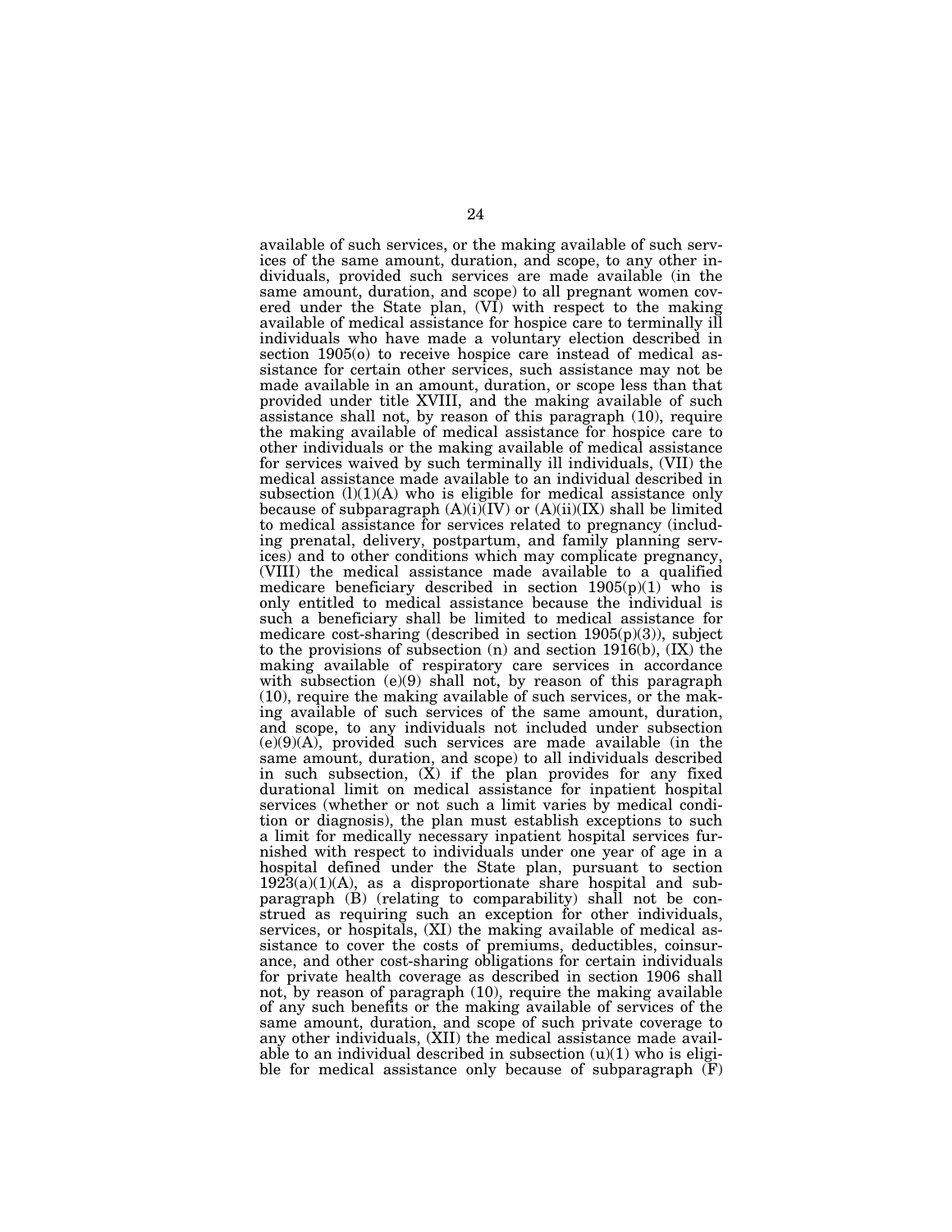available of such services, or the making available of such services of the same amount, duration, and scope, to any other individuals, provided such services are made available (in the same amount, duration, and scope) to all pregnant women covered under the State plan, (VI) with respect to the making available of medical assistance for hospice care to terminally ill individuals who have made a voluntary election described in section 1905(o) to receive hospice care instead of medical assistance for certain other services, such assistance may not be made available in an amount, duration, or scope less than that provided under title XVIII, and the making available of such assistance shall not, by reason of this paragraph (10), require the making available of medical assistance for hospice care to other individuals or the making available of medical assistance for services waived by such terminally ill individuals, (VII) the medical assistance made available to an individual described in subsection (l)(1)(A) who is eligible for medical assistance only because of subparagraph (A)(i)(IV) or (A)(ii)(IX) shall be limited to medical assistance for services related to pregnancy (including prenatal, delivery, postpartum, and family planning services) and to other conditions which may complicate pregnancy, (VIII) the medical assistance made available to a qualified medicare beneficiary described in section 1905(p)(1) who is only entitled to medical assistance because the individual is such a beneficiary shall be limited to medical assistance for medicare cost-sharing (described in section 1905(p)(3)), subject to the provisions of subsection (n) and section 1916(b), (IX) the making available of respiratory care services in accordance with subsection (e)(9) shall not, by reason of this paragraph (10), require the making available of such services, or the making available of such services of the same amount, duration, and scope, to any individuals not included under subsection (e)(9)(A), provided such services are made available (in the same amount, duration, and scope) to all individuals described in such subsection, (X) if the plan provides for any fixed durational limit on medical assistance for inpatient hospital services (whether or not such a limit varies by medical condition or diagnosis), the plan must establish exceptions to such a limit for medically necessary inpatient hospital services furnished with respect to individuals under one year of age in a hospital defined under the State plan, pursuant to section 1923(a)(1)(A), as a disproportionate share hospital and subparagraph (B) (relating to comparability) shall not be construed as requiring such an exception for other individuals, services, or hospitals, (XI) the making available of medical assistance to cover the costs of premiums, deductibles, coinsurance, and other cost-sharing obligations for certain individuals for private health coverage as described in section 1906 shall not, by reason of paragraph (10), require the making available of any such benefits or the making available of services of the same amount, duration, and scope of such private coverage to any other individuals, (XII) the medical assistance made available to an individual described in subsection (u)(1) who is eligible for medical assistance only because of subparagraph (F)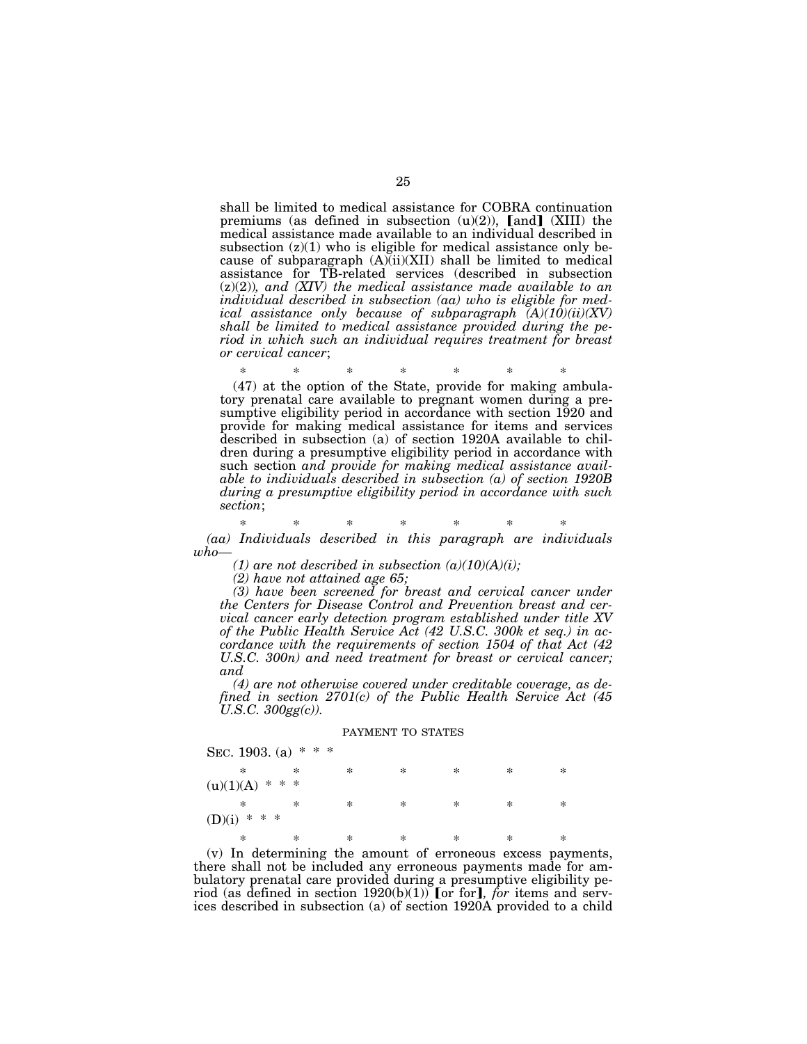shall be limited to medical assistance for COBRA continuation premiums (as defined in subsection (u)(2)), [and] (XIII) the medical assistance made available to an individual described in subsection (z)(1) who is eligible for medical assistance only because of subparagraph (A)(ii)(XII) shall be limited to medical assistance for TB-related services (described in subsection (z)(2))*, and (XIV) the medical assistance made available to an individual described in subsection (aa) who is eligible for medical assistance only because of subparagraph (A)(10)(ii)(XV) shall be limited to medical assistance provided during the period in which such an individual requires treatment for breast or cervical cancer*;

\* \* \* \* \* \* \*

(47) at the option of the State, provide for making ambulatory prenatal care available to pregnant women during a presumptive eligibility period in accordance with section 1920 and provide for making medical assistance for items and services described in subsection (a) of section 1920A available to children during a presumptive eligibility period in accordance with such section *and provide for making medical assistance available to individuals described in subsection (a) of section 1920B during a presumptive eligibility period in accordance with such section*;

\* \* \* \* \* \* \*

*(aa) Individuals described in this paragraph are individuals who—*

*(1) are not described in subsection (a)(10)(A)(i);*

*(2) have not attained age 65;*

*(3) have been screened for breast and cervical cancer under the Centers for Disease Control and Prevention breast and cervical cancer early detection program established under title XV of the Public Health Service Act (42 U.S.C. 300k et seq.) in accordance with the requirements of section 1504 of that Act (42 U.S.C. 300n) and need treatment for breast or cervical cancer; and*

*(4) are not otherwise covered under creditable coverage, as defined in section 2701(c) of the Public Health Service Act (45 U.S.C. 300gg(c)).*

PAYMENT TO STATES

SEC. 1903. (a) \* \* \*

\* \* \* \* \* \* \*

(u)(1)(A) \* \* \*

\* \* \* \* \* \* \*

(D)(i) \* \* \*

\* \* \* \* \* \* \*

(v) In determining the amount of erroneous excess payments, there shall not be included any erroneous payments made for ambulatory prenatal care provided during a presumptive eligibility period (as defined in section 1920(b)(1)) [or for]*, for* items and services described in subsection (a) of section 1920A provided to a child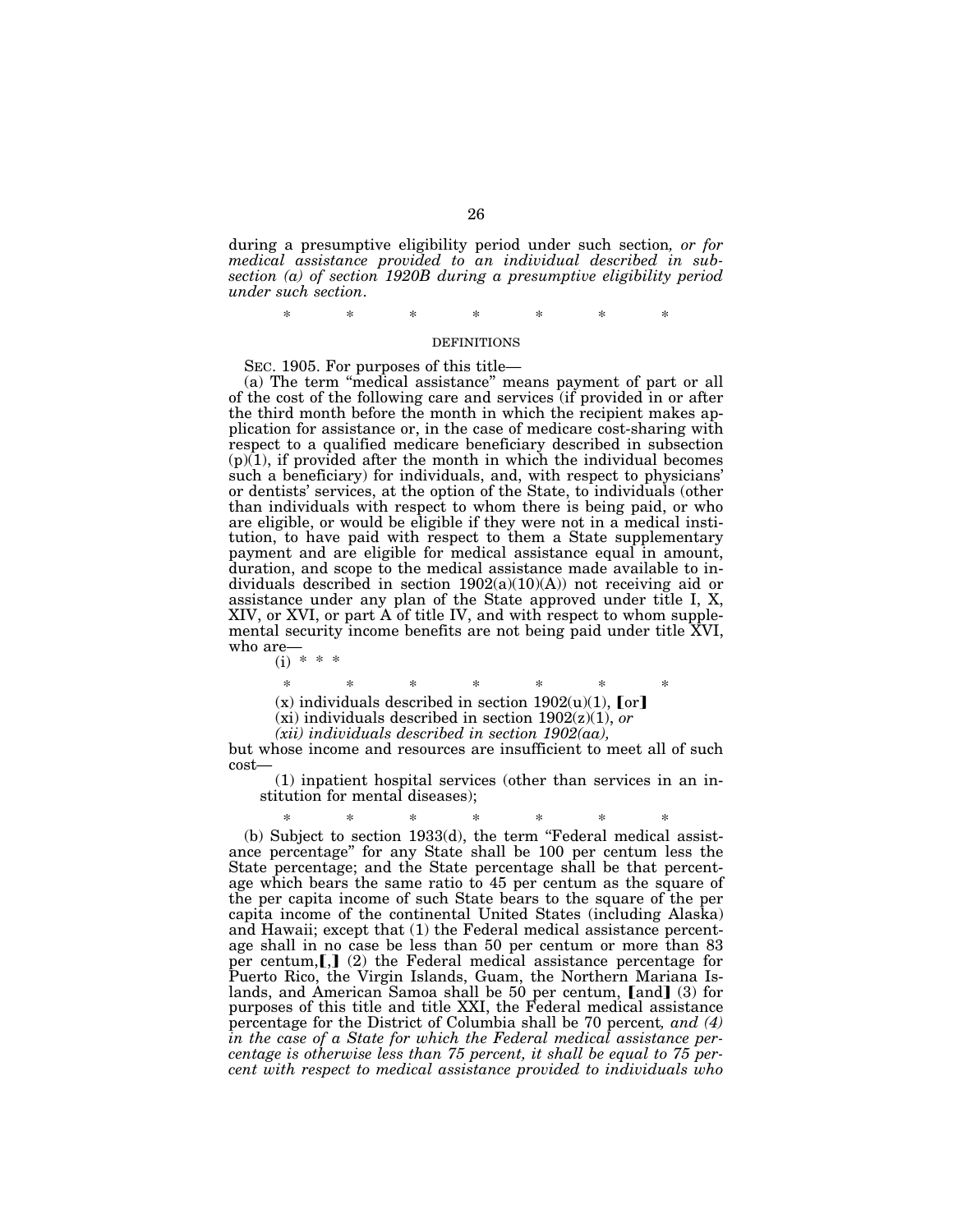during a presumptive eligibility period under such section*, or for medical assistance provided to an individual described in subsection (a) of section 1920B during a presumptive eligibility period under such section*.

\* \* \* \* \* \* \*

DEFINITIONS

SEC. 1905. For purposes of this title—

(a) The term "medical assistance" means payment of part or all of the cost of the following care and services (if provided in or after the third month before the month in which the recipient makes application for assistance or, in the case of medicare cost-sharing with respect to a qualified medicare beneficiary described in subsection (p)(1), if provided after the month in which the individual becomes such a beneficiary) for individuals, and, with respect to physicians' or dentists' services, at the option of the State, to individuals (other than individuals with respect to whom there is being paid, or who are eligible, or would be eligible if they were not in a medical institution, to have paid with respect to them a State supplementary payment and are eligible for medical assistance equal in amount, duration, and scope to the medical assistance made available to individuals described in section 1902(a)(10)(A)) not receiving aid or assistance under any plan of the State approved under title I, X, XIV, or XVI, or part A of title IV, and with respect to whom supplemental security income benefits are not being paid under title XVI, who are—

(i) \* \* \*

\* \* \* \* \* \* \*

(x) individuals described in section 1902(u)(1), 【or】

(xi) individuals described in section 1902(z)(1), *or*

*(xii) individuals described in section 1902(aa),*

but whose income and resources are insufficient to meet all of such cost—

(1) inpatient hospital services (other than services in an institution for mental diseases);

\* \* \* \* \* \* \*

(b) Subject to section 1933(d), the term "Federal medical assistance percentage" for any State shall be 100 per centum less the State percentage; and the State percentage shall be that percentage which bears the same ratio to 45 per centum as the square of the per capita income of such State bears to the square of the per capita income of the continental United States (including Alaska) and Hawaii; except that (1) the Federal medical assistance percentage shall in no case be less than 50 per centum or more than 83 per centum,【,】 (2) the Federal medical assistance percentage for Puerto Rico, the Virgin Islands, Guam, the Northern Mariana Islands, and American Samoa shall be 50 per centum, 【and】 (3) for purposes of this title and title XXI, the Federal medical assistance percentage for the District of Columbia shall be 70 percent*, and (4) in the case of a State for which the Federal medical assistance percentage is otherwise less than 75 percent, it shall be equal to 75 percent with respect to medical assistance provided to individuals who*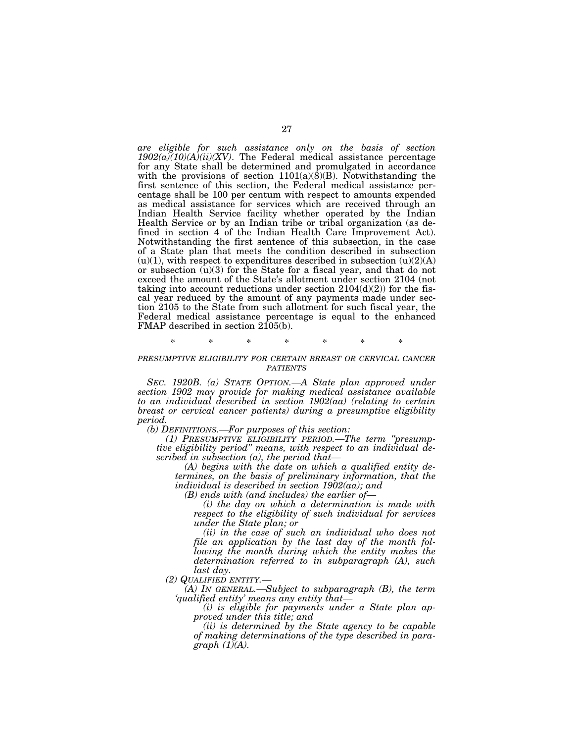*are eligible for such assistance only on the basis of section 1902(a)(10)(A)(ii)(XV).* The Federal medical assistance percentage for any State shall be determined and promulgated in accordance with the provisions of section 1101(a)(8)(B). Notwithstanding the first sentence of this section, the Federal medical assistance percentage shall be 100 per centum with respect to amounts expended as medical assistance for services which are received through an Indian Health Service facility whether operated by the Indian Health Service or by an Indian tribe or tribal organization (as defined in section 4 of the Indian Health Care Improvement Act). Notwithstanding the first sentence of this subsection, in the case of a State plan that meets the condition described in subsection (u)(1), with respect to expenditures described in subsection (u)(2)(A) or subsection (u)(3) for the State for a fiscal year, and that do not exceed the amount of the State's allotment under section 2104 (not taking into account reductions under section 2104(d)(2)) for the fiscal year reduced by the amount of any payments made under section 2105 to the State from such allotment for such fiscal year, the Federal medical assistance percentage is equal to the enhanced FMAP described in section 2105(b).

\* \* \* \* \* \* \*

*PRESUMPTIVE ELIGIBILITY FOR CERTAIN BREAST OR CERVICAL CANCER PATIENTS*

*SEC. 1920B. (a) STATE OPTION.—A State plan approved under section 1902 may provide for making medical assistance available to an individual described in section 1902(aa) (relating to certain breast or cervical cancer patients) during a presumptive eligibility period.*

*(b) DEFINITIONS.—For purposes of this section:*

*(1) PRESUMPTIVE ELIGIBILITY PERIOD.—The term "presumptive eligibility period" means, with respect to an individual described in subsection (a), the period that—*

*(A) begins with the date on which a qualified entity determines, on the basis of preliminary information, that the individual is described in section 1902(aa); and*

*(B) ends with (and includes) the earlier of—*

*(i) the day on which a determination is made with respect to the eligibility of such individual for services under the State plan; or*

*(ii) in the case of such an individual who does not file an application by the last day of the month following the month during which the entity makes the determination referred to in subparagraph (A), such last day.*

*(2) QUALIFIED ENTITY.—*

*(A) IN GENERAL.—Subject to subparagraph (B), the term 'qualified entity' means any entity that—*

*(i) is eligible for payments under a State plan approved under this title; and*

*(ii) is determined by the State agency to be capable of making determinations of the type described in paragraph (1)(A).*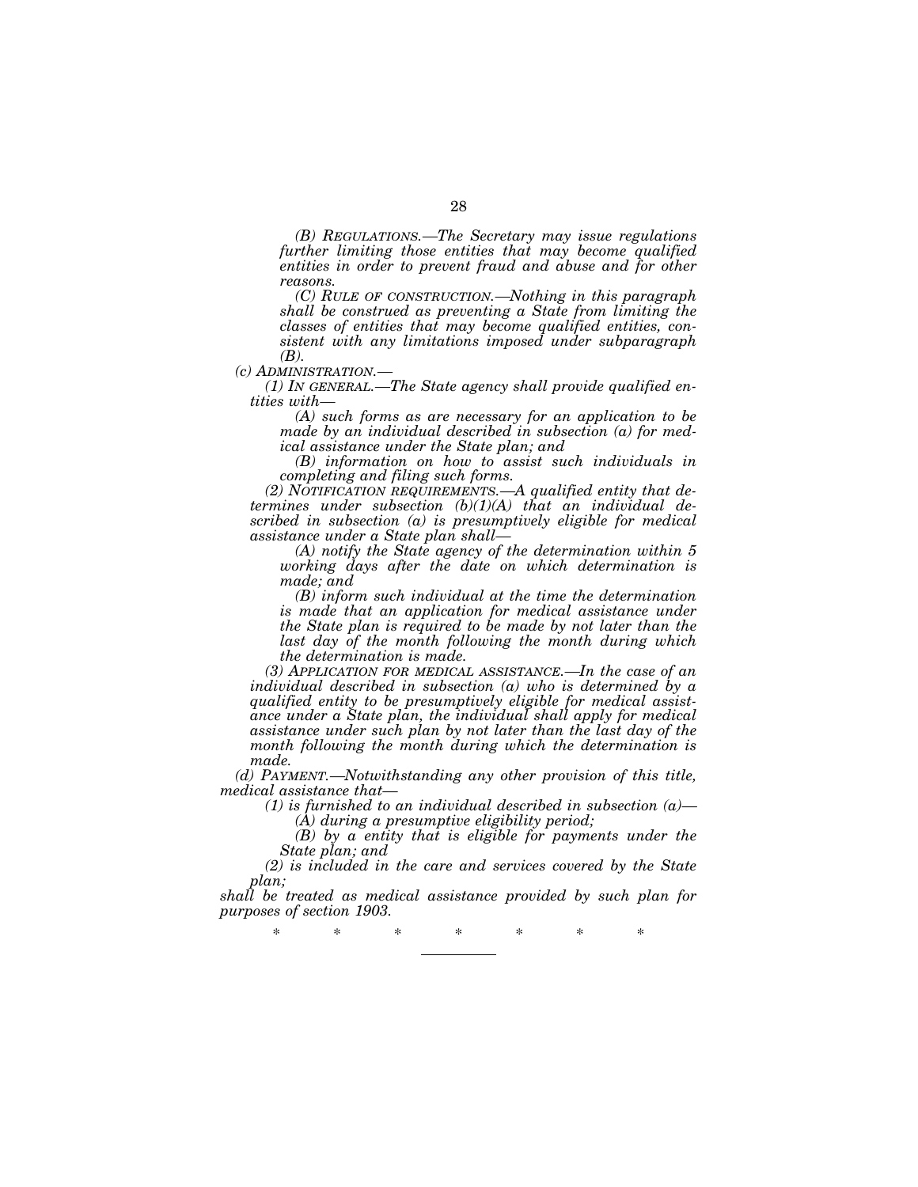*(B) REGULATIONS.—The Secretary may issue regulations further limiting those entities that may become qualified entities in order to prevent fraud and abuse and for other reasons.*

*(C) RULE OF CONSTRUCTION.—Nothing in this paragraph shall be construed as preventing a State from limiting the classes of entities that may become qualified entities, consistent with any limitations imposed under subparagraph (B).*

*(c) ADMINISTRATION.—*

*(1) IN GENERAL.—The State agency shall provide qualified entities with—*

*(A) such forms as are necessary for an application to be made by an individual described in subsection (a) for medical assistance under the State plan; and*

*(B) information on how to assist such individuals in completing and filing such forms.*

*(2) NOTIFICATION REQUIREMENTS.—A qualified entity that determines under subsection (b)(1)(A) that an individual described in subsection (a) is presumptively eligible for medical assistance under a State plan shall—*

*(A) notify the State agency of the determination within 5 working days after the date on which determination is made; and*

*(B) inform such individual at the time the determination is made that an application for medical assistance under the State plan is required to be made by not later than the last day of the month following the month during which the determination is made.*

*(3) APPLICATION FOR MEDICAL ASSISTANCE.—In the case of an individual described in subsection (a) who is determined by a qualified entity to be presumptively eligible for medical assistance under a State plan, the individual shall apply for medical assistance under such plan by not later than the last day of the month following the month during which the determination is made.*

*(d) PAYMENT.—Notwithstanding any other provision of this title, medical assistance that—*

*(1) is furnished to an individual described in subsection (a)—*

*(A) during a presumptive eligibility period;*

*(B) by a entity that is eligible for payments under the State plan; and*

*(2) is included in the care and services covered by the State plan;*

*shall be treated as medical assistance provided by such plan for purposes of section 1903.*

\* \* \* \* \* \* \*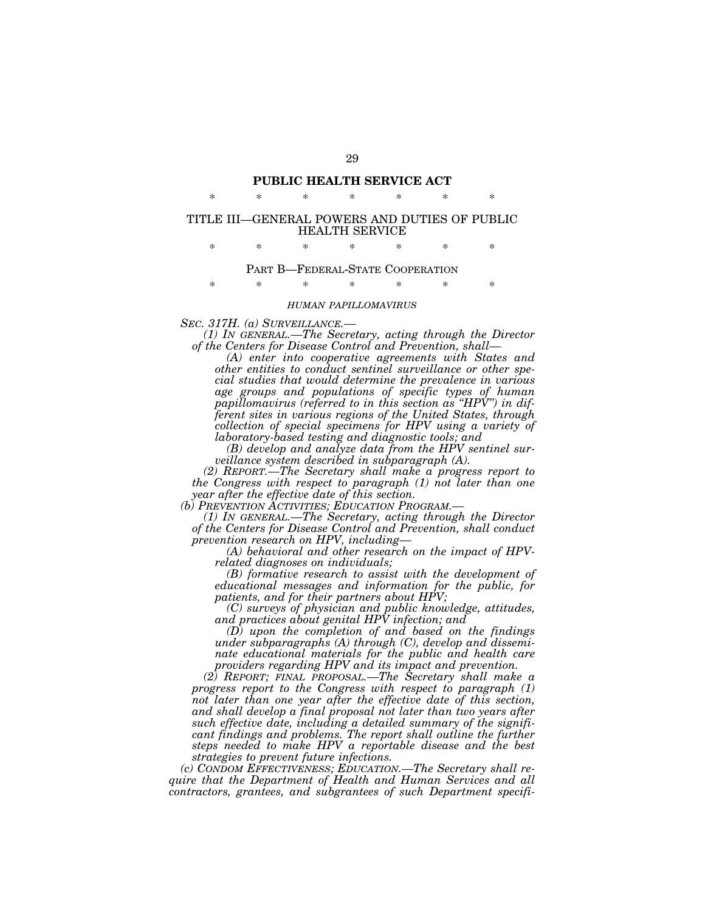# PUBLIC HEALTH SERVICE ACT

\* \* \* \* \* \* \*

## TITLE III—GENERAL POWERS AND DUTIES OF PUBLIC HEALTH SERVICE

\* \* \* \* \* \* \*

### PART B—FEDERAL-STATE COOPERATION

\* \* \* \* \* \* \*

*HUMAN PAPILLOMAVIRUS*

*SEC. 317H. (a) SURVEILLANCE.—*

*(1) IN GENERAL.—The Secretary, acting through the Director of the Centers for Disease Control and Prevention, shall—*

*(A) enter into cooperative agreements with States and other entities to conduct sentinel surveillance or other special studies that would determine the prevalence in various age groups and populations of specific types of human papillomavirus (referred to in this section as "HPV") in different sites in various regions of the United States, through collection of special specimens for HPV using a variety of laboratory-based testing and diagnostic tools; and*

*(B) develop and analyze data from the HPV sentinel surveillance system described in subparagraph (A).*

*(2) REPORT.—The Secretary shall make a progress report to the Congress with respect to paragraph (1) not later than one year after the effective date of this section.*

*(b) PREVENTION ACTIVITIES; EDUCATION PROGRAM.—*

*(1) IN GENERAL.—The Secretary, acting through the Director of the Centers for Disease Control and Prevention, shall conduct prevention research on HPV, including—*

*(A) behavioral and other research on the impact of HPV-related diagnoses on individuals;*

*(B) formative research to assist with the development of educational messages and information for the public, for patients, and for their partners about HPV;*

*(C) surveys of physician and public knowledge, attitudes, and practices about genital HPV infection; and*

*(D) upon the completion of and based on the findings under subparagraphs (A) through (C), develop and disseminate educational materials for the public and health care providers regarding HPV and its impact and prevention.*

*(2) REPORT; FINAL PROPOSAL.—The Secretary shall make a progress report to the Congress with respect to paragraph (1) not later than one year after the effective date of this section, and shall develop a final proposal not later than two years after such effective date, including a detailed summary of the significant findings and problems. The report shall outline the further steps needed to make HPV a reportable disease and the best strategies to prevent future infections.*

*(c) CONDOM EFFECTIVENESS; EDUCATION.—The Secretary shall require that the Department of Health and Human Services and all contractors, grantees, and subgrantees of such Department specifi-*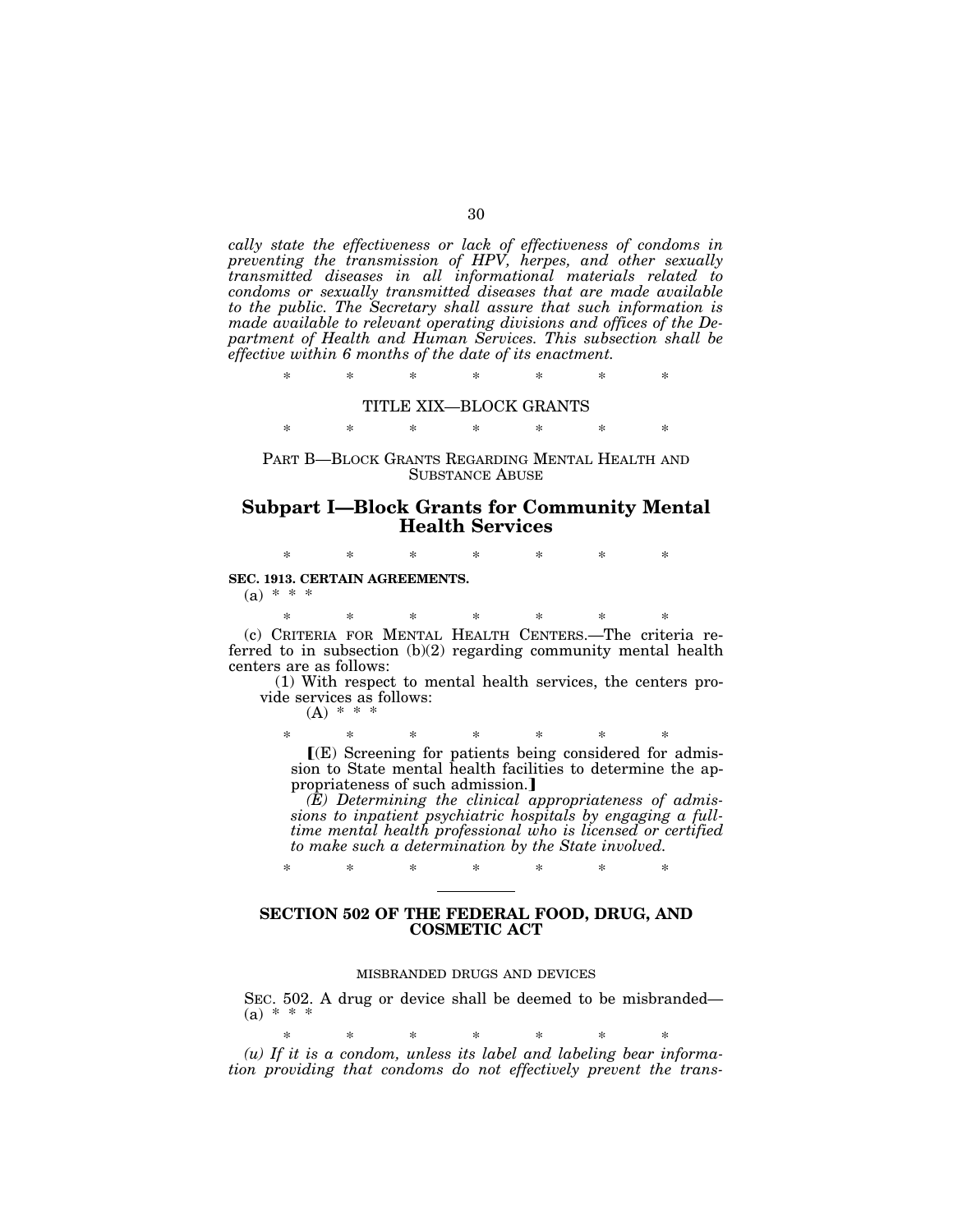*cally state the effectiveness or lack of effectiveness of condoms in preventing the transmission of HPV, herpes, and other sexually transmitted diseases in all informational materials related to condoms or sexually transmitted diseases that are made available to the public. The Secretary shall assure that such information is made available to relevant operating divisions and offices of the Department of Health and Human Services. This subsection shall be effective within 6 months of the date of its enactment.*

\* \* \* \* \* \* \*

TITLE XIX—BLOCK GRANTS

\* \* \* \* \* \* \*

PART B—BLOCK GRANTS REGARDING MENTAL HEALTH AND SUBSTANCE ABUSE

## Subpart I—Block Grants for Community Mental Health Services

\* \* \* \* \* \* \*

**SEC. 1913. CERTAIN AGREEMENTS.**

(a) \* \* \*

\* \* \* \* \* \* \*

(c) CRITERIA FOR MENTAL HEALTH CENTERS.—The criteria referred to in subsection (b)(2) regarding community mental health centers are as follows:

(1) With respect to mental health services, the centers provide services as follows:

(A) \* \* \*

\* \* \* \* \* \* \*

【(E) Screening for patients being considered for admission to State mental health facilities to determine the appropriateness of such admission.】

*(E) Determining the clinical appropriateness of admissions to inpatient psychiatric hospitals by engaging a full-time mental health professional who is licensed or certified to make such a determination by the State involved.*

\* \* \* \* \* \* \*

---

## SECTION 502 OF THE FEDERAL FOOD, DRUG, AND COSMETIC ACT

MISBRANDED DRUGS AND DEVICES

SEC. 502. A drug or device shall be deemed to be misbranded—

(a) \* \* \*

\* \* \* \* \* \* \*

*(u) If it is a condom, unless its label and labeling bear information providing that condoms do not effectively prevent the trans-*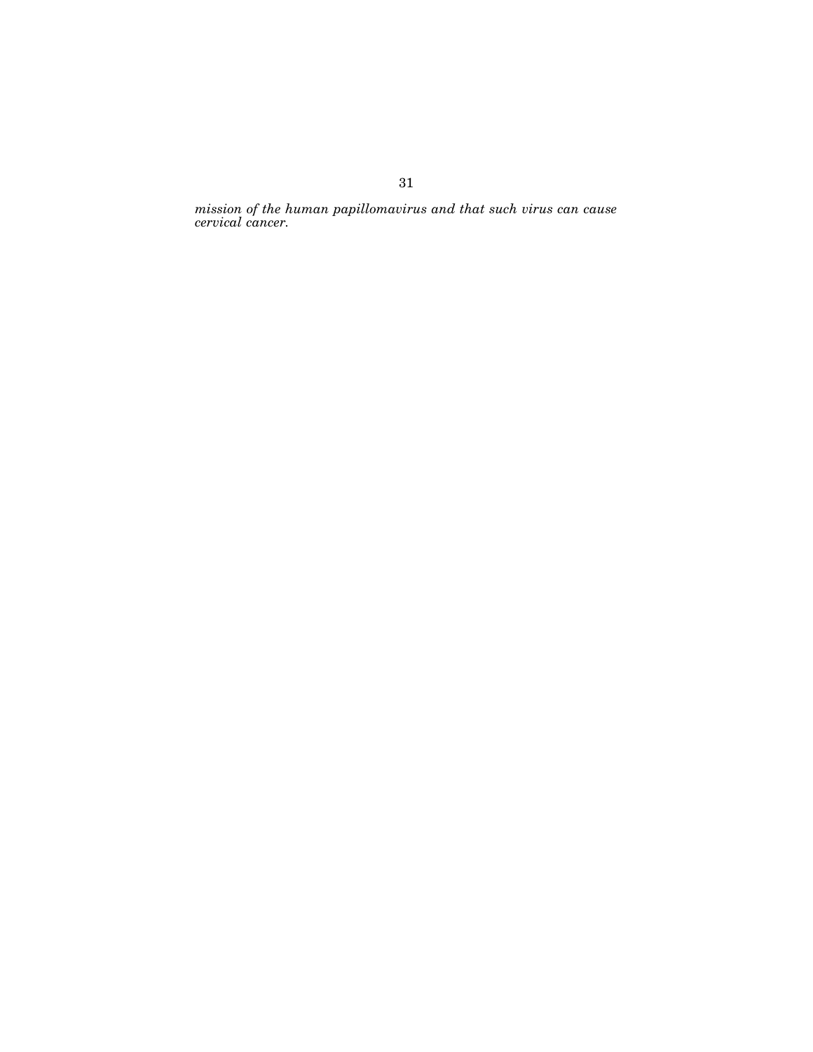*mission of the human papillomavirus and that such virus can cause cervical cancer.*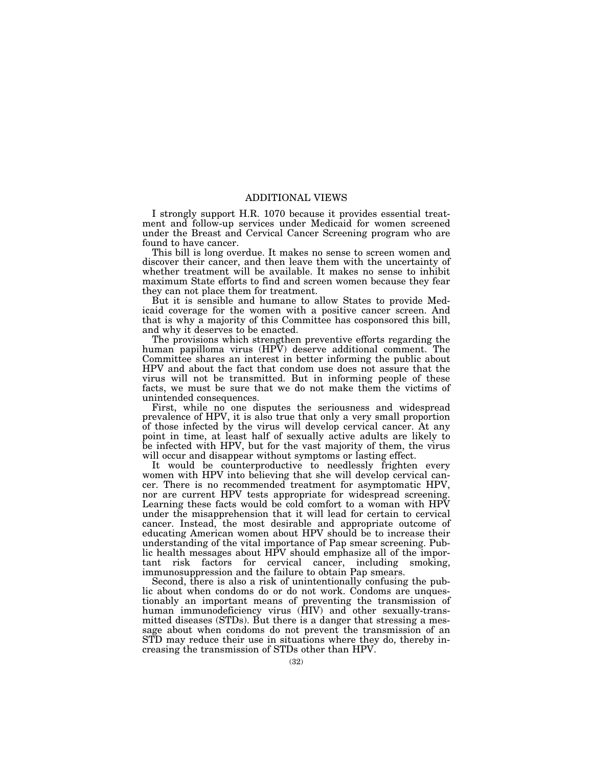## ADDITIONAL VIEWS

I strongly support H.R. 1070 because it provides essential treatment and follow-up services under Medicaid for women screened under the Breast and Cervical Cancer Screening program who are found to have cancer.

This bill is long overdue. It makes no sense to screen women and discover their cancer, and then leave them with the uncertainty of whether treatment will be available. It makes no sense to inhibit maximum State efforts to find and screen women because they fear they can not place them for treatment.

But it is sensible and humane to allow States to provide Medicaid coverage for the women with a positive cancer screen. And that is why a majority of this Committee has cosponsored this bill, and why it deserves to be enacted.

The provisions which strengthen preventive efforts regarding the human papilloma virus (HPV) deserve additional comment. The Committee shares an interest in better informing the public about HPV and about the fact that condom use does not assure that the virus will not be transmitted. But in informing people of these facts, we must be sure that we do not make them the victims of unintended consequences.

First, while no one disputes the seriousness and widespread prevalence of HPV, it is also true that only a very small proportion of those infected by the virus will develop cervical cancer. At any point in time, at least half of sexually active adults are likely to be infected with HPV, but for the vast majority of them, the virus will occur and disappear without symptoms or lasting effect.

It would be counterproductive to needlessly frighten every women with HPV into believing that she will develop cervical cancer. There is no recommended treatment for asymptomatic HPV, nor are current HPV tests appropriate for widespread screening. Learning these facts would be cold comfort to a woman with HPV under the misapprehension that it will lead for certain to cervical cancer. Instead, the most desirable and appropriate outcome of educating American women about HPV should be to increase their understanding of the vital importance of Pap smear screening. Public health messages about HPV should emphasize all of the important risk factors for cervical cancer, including smoking, immunosuppression and the failure to obtain Pap smears.

Second, there is also a risk of unintentionally confusing the public about when condoms do or do not work. Condoms are unquestionably an important means of preventing the transmission of human immunodeficiency virus (HIV) and other sexually-transmitted diseases (STDs). But there is a danger that stressing a message about when condoms do not prevent the transmission of an STD may reduce their use in situations where they do, thereby increasing the transmission of STDs other than HPV.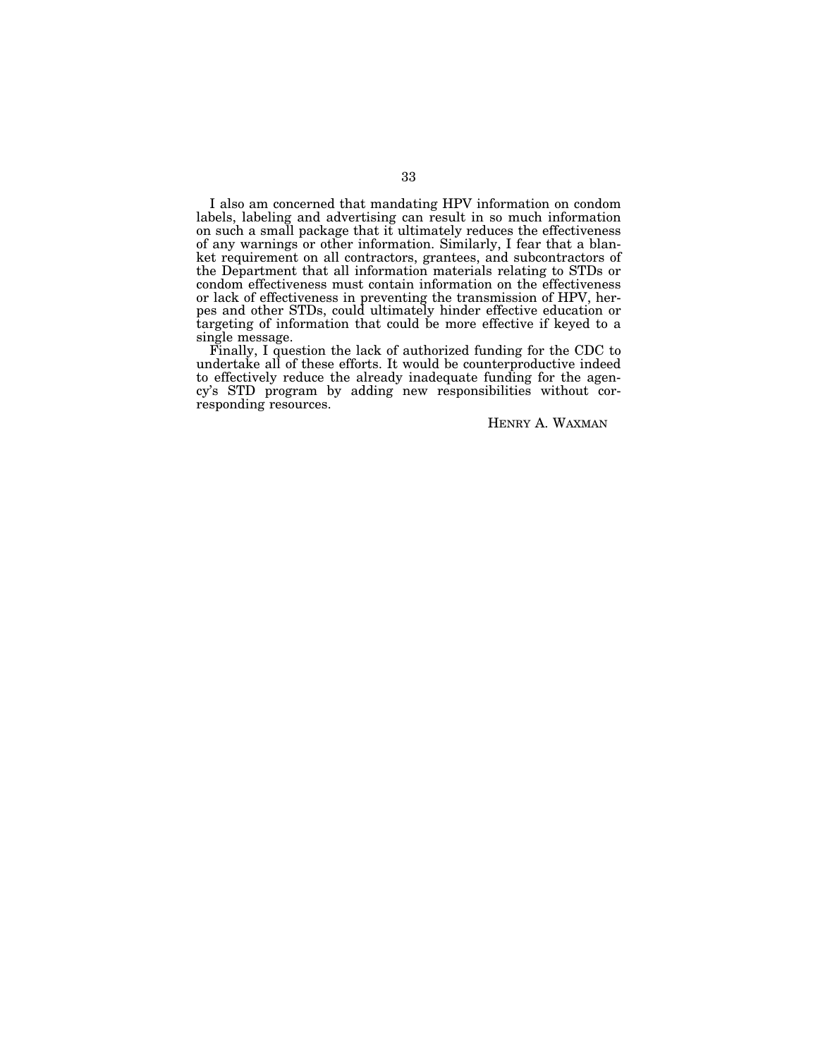I also am concerned that mandating HPV information on condom labels, labeling and advertising can result in so much information on such a small package that it ultimately reduces the effectiveness of any warnings or other information. Similarly, I fear that a blanket requirement on all contractors, grantees, and subcontractors of the Department that all information materials relating to STDs or condom effectiveness must contain information on the effectiveness or lack of effectiveness in preventing the transmission of HPV, herpes and other STDs, could ultimately hinder effective education or targeting of information that could be more effective if keyed to a single message.

Finally, I question the lack of authorized funding for the CDC to undertake all of these efforts. It would be counterproductive indeed to effectively reduce the already inadequate funding for the agency's STD program by adding new responsibilities without corresponding resources.

HENRY A. WAXMAN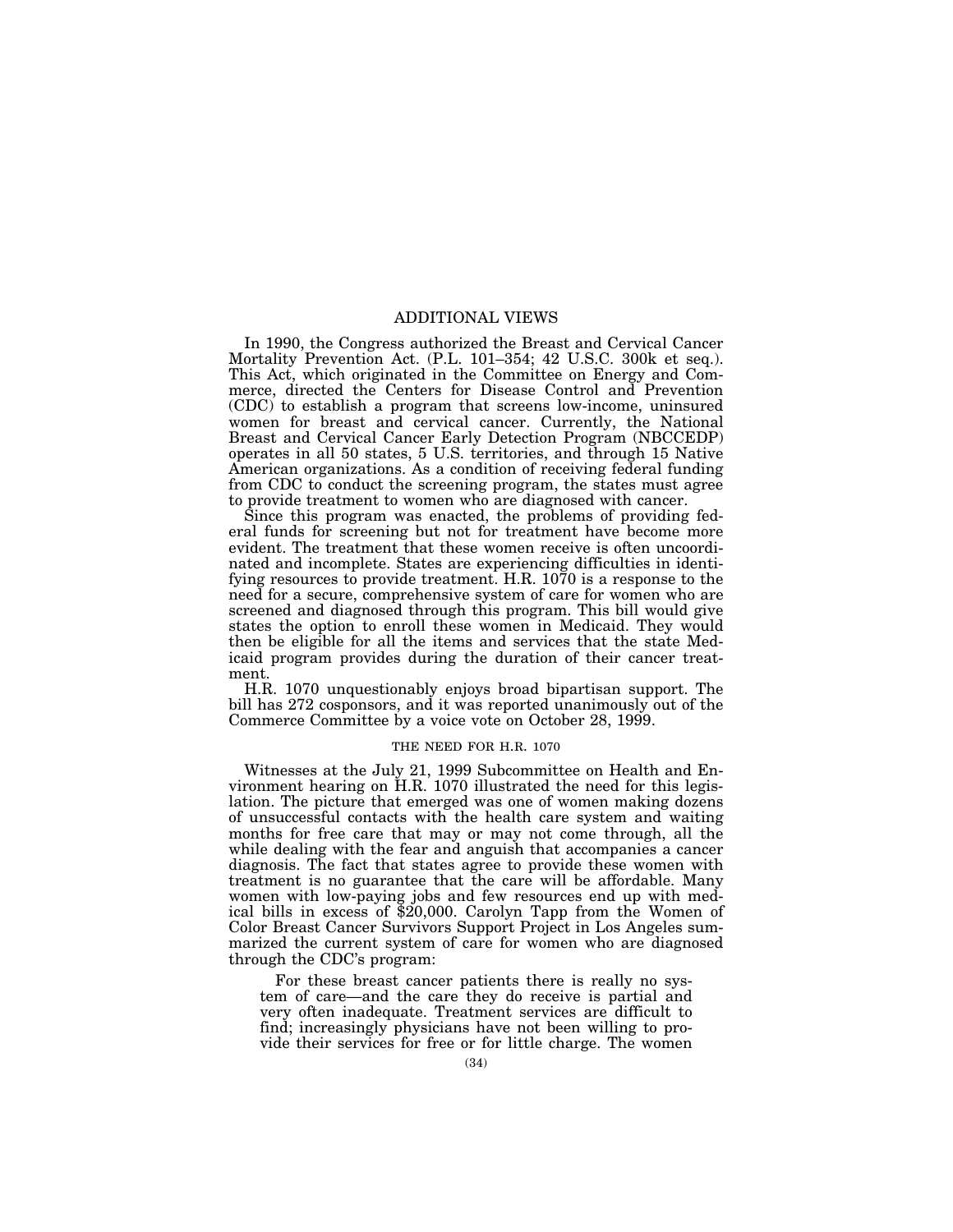## ADDITIONAL VIEWS

In 1990, the Congress authorized the Breast and Cervical Cancer Mortality Prevention Act. (P.L. 101–354; 42 U.S.C. 300k et seq.). This Act, which originated in the Committee on Energy and Commerce, directed the Centers for Disease Control and Prevention (CDC) to establish a program that screens low-income, uninsured women for breast and cervical cancer. Currently, the National Breast and Cervical Cancer Early Detection Program (NBCCEDP) operates in all 50 states, 5 U.S. territories, and through 15 Native American organizations. As a condition of receiving federal funding from CDC to conduct the screening program, the states must agree to provide treatment to women who are diagnosed with cancer.

Since this program was enacted, the problems of providing federal funds for screening but not for treatment have become more evident. The treatment that these women receive is often uncoordinated and incomplete. States are experiencing difficulties in identifying resources to provide treatment. H.R. 1070 is a response to the need for a secure, comprehensive system of care for women who are screened and diagnosed through this program. This bill would give states the option to enroll these women in Medicaid. They would then be eligible for all the items and services that the state Medicaid program provides during the duration of their cancer treatment.

H.R. 1070 unquestionably enjoys broad bipartisan support. The bill has 272 cosponsors, and it was reported unanimously out of the Commerce Committee by a voice vote on October 28, 1999.

### THE NEED FOR H.R. 1070

Witnesses at the July 21, 1999 Subcommittee on Health and Environment hearing on H.R. 1070 illustrated the need for this legislation. The picture that emerged was one of women making dozens of unsuccessful contacts with the health care system and waiting months for free care that may or may not come through, all the while dealing with the fear and anguish that accompanies a cancer diagnosis. The fact that states agree to provide these women with treatment is no guarantee that the care will be affordable. Many women with low-paying jobs and few resources end up with medical bills in excess of $20,000. Carolyn Tapp from the Women of Color Breast Cancer Survivors Support Project in Los Angeles summarized the current system of care for women who are diagnosed through the CDC's program:

> For these breast cancer patients there is really no system of care—and the care they do receive is partial and very often inadequate. Treatment services are difficult to find; increasingly physicians have not been willing to provide their services for free or for little charge. The women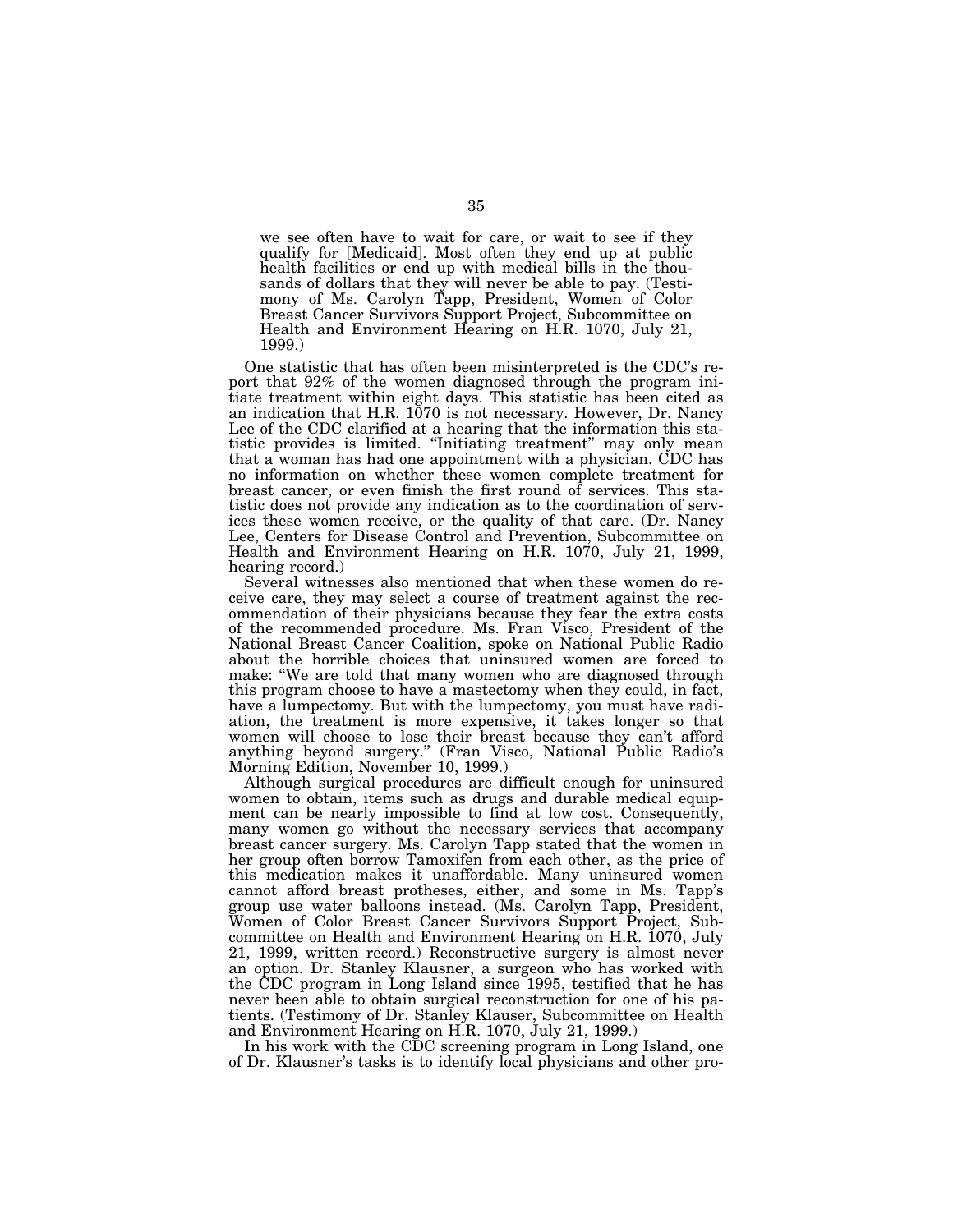> we see often have to wait for care, or wait to see if they qualify for [Medicaid]. Most often they end up at public health facilities or end up with medical bills in the thousands of dollars that they will never be able to pay. (Testimony of Ms. Carolyn Tapp, President, Women of Color Breast Cancer Survivors Support Project, Subcommittee on Health and Environment Hearing on H.R. 1070, July 21, 1999.)

One statistic that has often been misinterpreted is the CDC's report that 92% of the women diagnosed through the program initiate treatment within eight days. This statistic has been cited as an indication that H.R. 1070 is not necessary. However, Dr. Nancy Lee of the CDC clarified at a hearing that the information this statistic provides is limited. "Initiating treatment" may only mean that a woman has had one appointment with a physician. CDC has no information on whether these women complete treatment for breast cancer, or even finish the first round of services. This statistic does not provide any indication as to the coordination of services these women receive, or the quality of that care. (Dr. Nancy Lee, Centers for Disease Control and Prevention, Subcommittee on Health and Environment Hearing on H.R. 1070, July 21, 1999, hearing record.)

Several witnesses also mentioned that when these women do receive care, they may select a course of treatment against the recommendation of their physicians because they fear the extra costs of the recommended procedure. Ms. Fran Visco, President of the National Breast Cancer Coalition, spoke on National Public Radio about the horrible choices that uninsured women are forced to make: "We are told that many women who are diagnosed through this program choose to have a mastectomy when they could, in fact, have a lumpectomy. But with the lumpectomy, you must have radiation, the treatment is more expensive, it takes longer so that women will choose to lose their breast because they can't afford anything beyond surgery." (Fran Visco, National Public Radio's Morning Edition, November 10, 1999.)

Although surgical procedures are difficult enough for uninsured women to obtain, items such as drugs and durable medical equipment can be nearly impossible to find at low cost. Consequently, many women go without the necessary services that accompany breast cancer surgery. Ms. Carolyn Tapp stated that the women in her group often borrow Tamoxifen from each other, as the price of this medication makes it unaffordable. Many uninsured women cannot afford breast protheses, either, and some in Ms. Tapp's group use water balloons instead. (Ms. Carolyn Tapp, President, Women of Color Breast Cancer Survivors Support Project, Subcommittee on Health and Environment Hearing on H.R. 1070, July 21, 1999, written record.) Reconstructive surgery is almost never an option. Dr. Stanley Klausner, a surgeon who has worked with the CDC program in Long Island since 1995, testified that he has never been able to obtain surgical reconstruction for one of his patients. (Testimony of Dr. Stanley Klauser, Subcommittee on Health and Environment Hearing on H.R. 1070, July 21, 1999.)

In his work with the CDC screening program in Long Island, one of Dr. Klausner's tasks is to identify local physicians and other pro-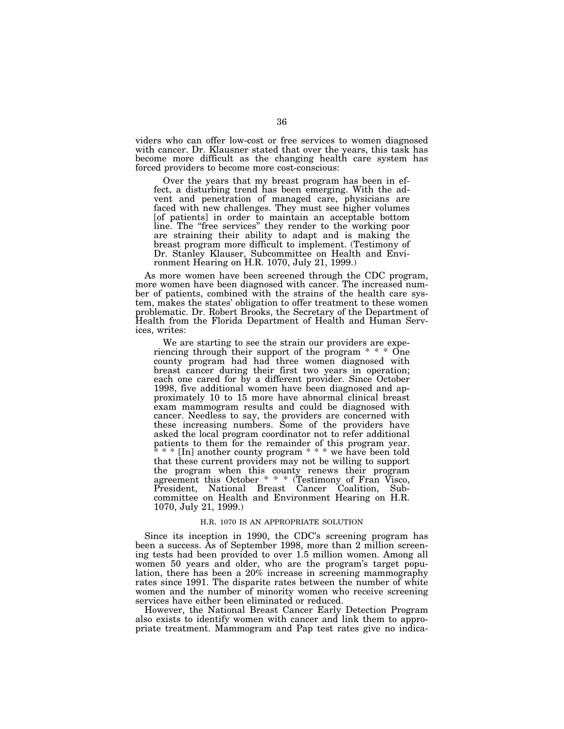viders who can offer low-cost or free services to women diagnosed with cancer. Dr. Klausner stated that over the years, this task has become more difficult as the changing health care system has forced providers to become more cost-conscious:

> Over the years that my breast program has been in effect, a disturbing trend has been emerging. With the advent and penetration of managed care, physicians are faced with new challenges. They must see higher volumes [of patients] in order to maintain an acceptable bottom line. The "free services" they render to the working poor are straining their ability to adapt and is making the breast program more difficult to implement. (Testimony of Dr. Stanley Klauser, Subcommittee on Health and Environment Hearing on H.R. 1070, July 21, 1999.)

As more women have been screened through the CDC program, more women have been diagnosed with cancer. The increased number of patients, combined with the strains of the health care system, makes the states' obligation to offer treatment to these women problematic. Dr. Robert Brooks, the Secretary of the Department of Health from the Florida Department of Health and Human Services, writes:

> We are starting to see the strain our providers are experiencing through their support of the program * * * One county program had had three women diagnosed with breast cancer during their first two years in operation; each one cared for by a different provider. Since October 1998, five additional women have been diagnosed and approximately 10 to 15 more have abnormal clinical breast exam mammogram results and could be diagnosed with cancer. Needless to say, the providers are concerned with these increasing numbers. Some of the providers have asked the local program coordinator not to refer additional patients to them for the remainder of this program year. * * * [In] another county program * * * we have been told that these current providers may not be willing to support the program when this county renews their program agreement this October * * * (Testimony of Fran Visco, President, National Breast Cancer Coalition, Subcommittee on Health and Environment Hearing on H.R. 1070, July 21, 1999.)

### H.R. 1070 IS AN APPROPRIATE SOLUTION

Since its inception in 1990, the CDC's screening program has been a success. As of September 1998, more than 2 million screening tests had been provided to over 1.5 million women. Among all women 50 years and older, who are the program's target population, there has been a 20% increase in screening mammography rates since 1991. The disparite rates between the number of white women and the number of minority women who receive screening services have either been eliminated or reduced.

However, the National Breast Cancer Early Detection Program also exists to identify women with cancer and link them to appropriate treatment. Mammogram and Pap test rates give no indica-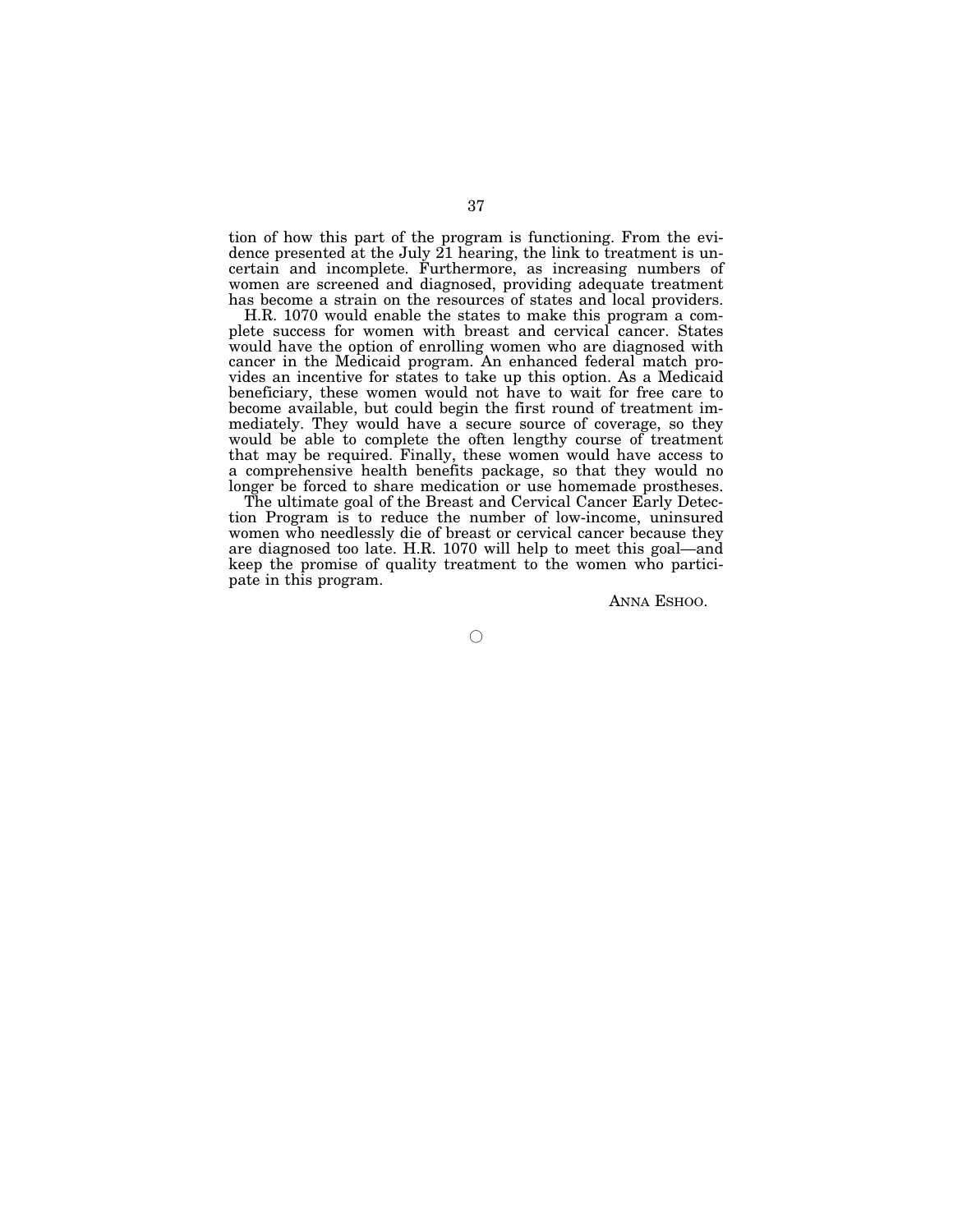tion of how this part of the program is functioning. From the evidence presented at the July 21 hearing, the link to treatment is uncertain and incomplete. Furthermore, as increasing numbers of women are screened and diagnosed, providing adequate treatment has become a strain on the resources of states and local providers.

H.R. 1070 would enable the states to make this program a complete success for women with breast and cervical cancer. States would have the option of enrolling women who are diagnosed with cancer in the Medicaid program. An enhanced federal match provides an incentive for states to take up this option. As a Medicaid beneficiary, these women would not have to wait for free care to become available, but could begin the first round of treatment immediately. They would have a secure source of coverage, so they would be able to complete the often lengthy course of treatment that may be required. Finally, these women would have access to a comprehensive health benefits package, so that they would no longer be forced to share medication or use homemade prostheses.

The ultimate goal of the Breast and Cervical Cancer Early Detection Program is to reduce the number of low-income, uninsured women who needlessly die of breast or cervical cancer because they are diagnosed too late. H.R. 1070 will help to meet this goal—and keep the promise of quality treatment to the women who participate in this program.

ANNA ESHOO.

○